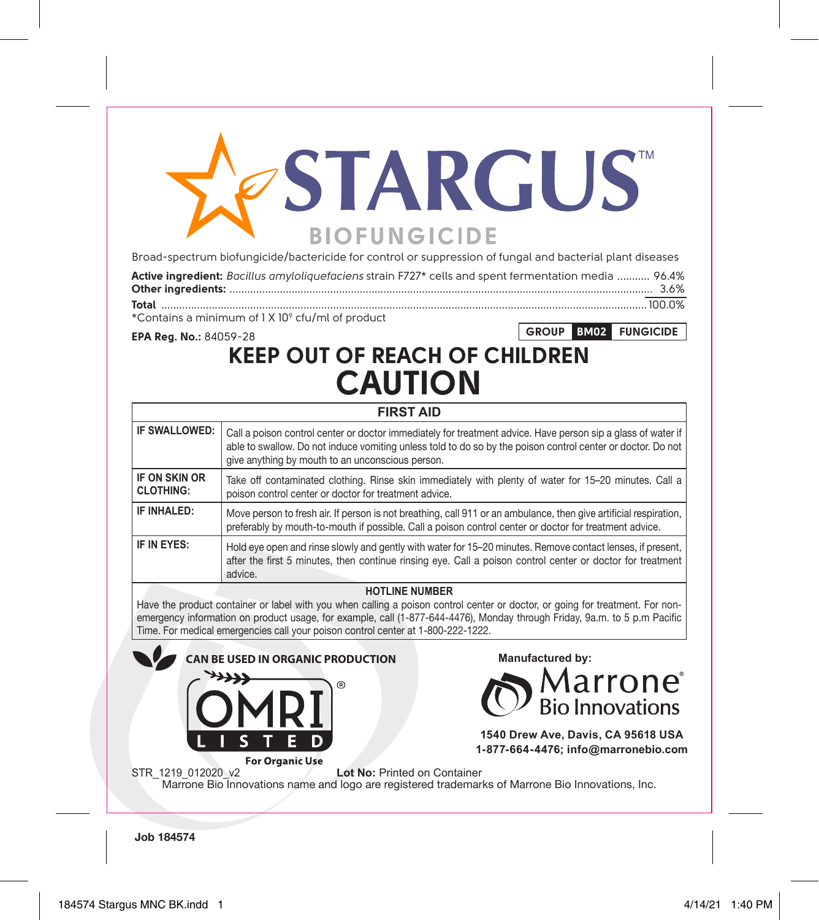# STARGUS™

## BIOFUNGICIDE

Broad-spectrum biofungicide/bactericide for control or suppression of fungal and bacterial plant diseases

**Active ingredient:** *Bacillus amyloliquefaciens* strain F727* cells and spent fermentation media ........... 96.4%
**Other ingredients:** .................................................................................................................... 3.6%
**Total** ............................................................................................................................... 100.0%

*Contains a minimum of 1 X $10^9$ cfu/ml of product

**EPA Reg. No.:** 84059-28

**GROUP BM02 FUNGICIDE**

# KEEP OUT OF REACH OF CHILDREN
# CAUTION

| FIRST AID | |
|---|---|
| **IF SWALLOWED:** | Call a poison control center or doctor immediately for treatment advice. Have person sip a glass of water if able to swallow. Do not induce vomiting unless told to do so by the poison control center or doctor. Do not give anything by mouth to an unconscious person. |
| **IF ON SKIN OR CLOTHING:** | Take off contaminated clothing. Rinse skin immediately with plenty of water for 15–20 minutes. Call a poison control center or doctor for treatment advice. |
| **IF INHALED:** | Move person to fresh air. If person is not breathing, call 911 or an ambulance, then give artificial respiration, preferably by mouth-to-mouth if possible. Call a poison control center or doctor for treatment advice. |
| **IF IN EYES:** | Hold eye open and rinse slowly and gently with water for 15–20 minutes. Remove contact lenses, if present, after the first 5 minutes, then continue rinsing eye. Call a poison control center or doctor for treatment advice. |

**HOTLINE NUMBER**

Have the product container or label with you when calling a poison control center or doctor, or going for treatment. For non-emergency information on product usage, for example, call (1-877-644-4476), Monday through Friday, 9a.m. to 5 p.m Pacific Time. For medical emergencies call your poison control center at 1-800-222-1222.

**CAN BE USED IN ORGANIC PRODUCTION**

OMRI® LISTED

For Organic Use

**Manufactured by:**

Marrone® Bio Innovations

**1540 Drew Ave, Davis, CA 95618 USA**
**1-877-664-4476; info@marronebio.com**

STR_1219_012020_v2

**Lot No:** Printed on Container

Marrone Bio Innovations name and logo are registered trademarks of Marrone Bio Innovations, Inc.

**Job 184574**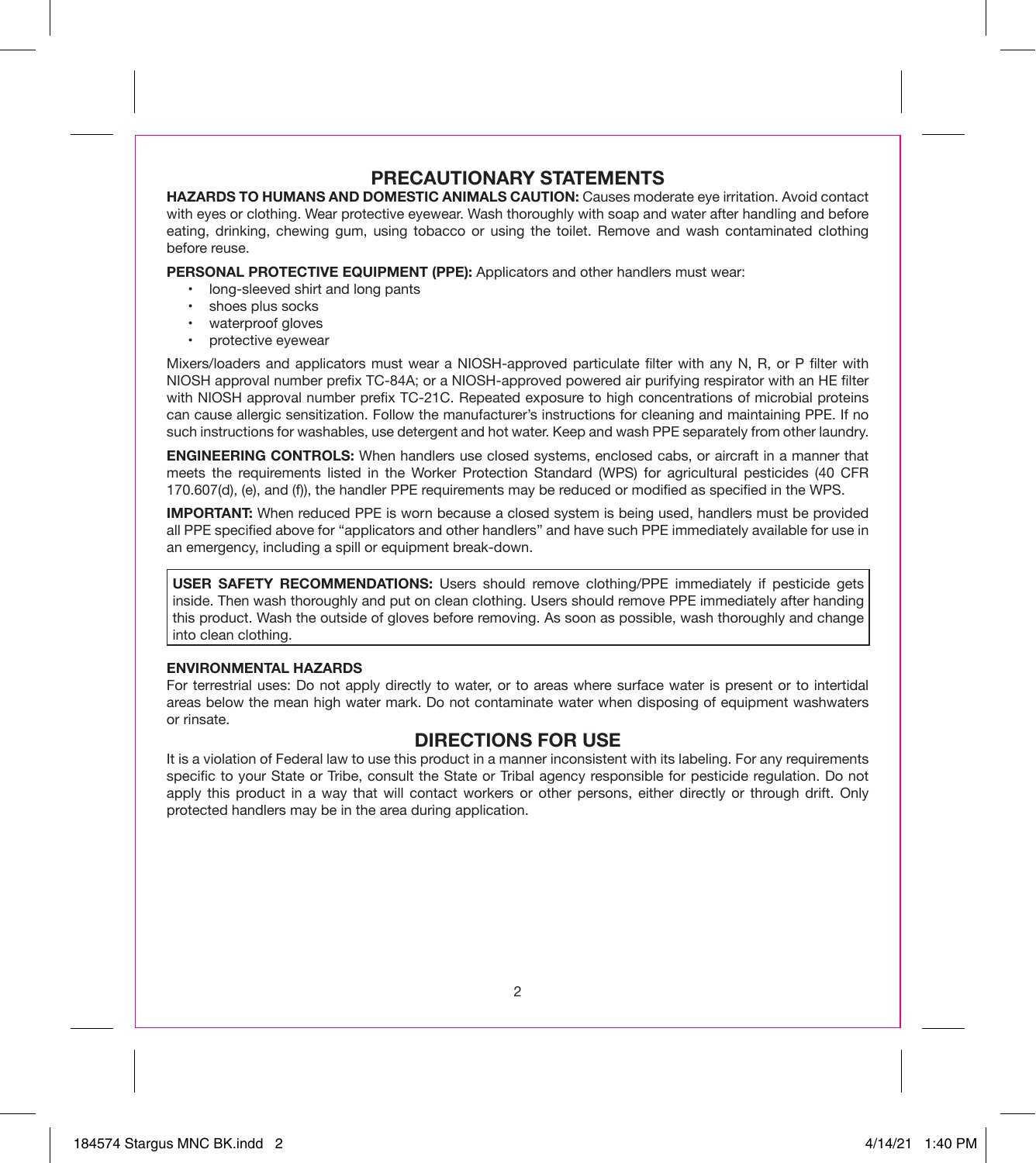## PRECAUTIONARY STATEMENTS

**HAZARDS TO HUMANS AND DOMESTIC ANIMALS CAUTION:** Causes moderate eye irritation. Avoid contact with eyes or clothing. Wear protective eyewear. Wash thoroughly with soap and water after handling and before eating, drinking, chewing gum, using tobacco or using the toilet. Remove and wash contaminated clothing before reuse.

**PERSONAL PROTECTIVE EQUIPMENT (PPE):** Applicators and other handlers must wear:

- long-sleeved shirt and long pants
- shoes plus socks
- waterproof gloves
- protective eyewear

Mixers/loaders and applicators must wear a NIOSH-approved particulate filter with any N, R, or P filter with NIOSH approval number prefix TC-84A; or a NIOSH-approved powered air purifying respirator with an HE filter with NIOSH approval number prefix TC-21C. Repeated exposure to high concentrations of microbial proteins can cause allergic sensitization. Follow the manufacturer's instructions for cleaning and maintaining PPE. If no such instructions for washables, use detergent and hot water. Keep and wash PPE separately from other laundry.

**ENGINEERING CONTROLS:** When handlers use closed systems, enclosed cabs, or aircraft in a manner that meets the requirements listed in the Worker Protection Standard (WPS) for agricultural pesticides (40 CFR 170.607(d), (e), and (f)), the handler PPE requirements may be reduced or modified as specified in the WPS.

**IMPORTANT:** When reduced PPE is worn because a closed system is being used, handlers must be provided all PPE specified above for "applicators and other handlers" and have such PPE immediately available for use in an emergency, including a spill or equipment break-down.

**USER SAFETY RECOMMENDATIONS:** Users should remove clothing/PPE immediately if pesticide gets inside. Then wash thoroughly and put on clean clothing. Users should remove PPE immediately after handing this product. Wash the outside of gloves before removing. As soon as possible, wash thoroughly and change into clean clothing.

**ENVIRONMENTAL HAZARDS**

For terrestrial uses: Do not apply directly to water, or to areas where surface water is present or to intertidal areas below the mean high water mark. Do not contaminate water when disposing of equipment washwaters or rinsate.

## DIRECTIONS FOR USE

It is a violation of Federal law to use this product in a manner inconsistent with its labeling. For any requirements specific to your State or Tribe, consult the State or Tribal agency responsible for pesticide regulation. Do not apply this product in a way that will contact workers or other persons, either directly or through drift. Only protected handlers may be in the area during application.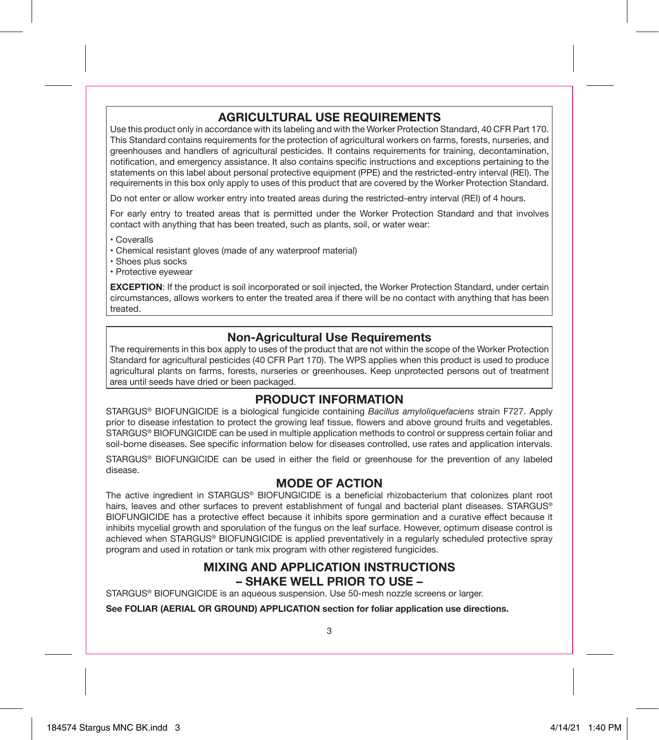## AGRICULTURAL USE REQUIREMENTS

Use this product only in accordance with its labeling and with the Worker Protection Standard, 40 CFR Part 170. This Standard contains requirements for the protection of agricultural workers on farms, forests, nurseries, and greenhouses and handlers of agricultural pesticides. It contains requirements for training, decontamination, notification, and emergency assistance. It also contains specific instructions and exceptions pertaining to the statements on this label about personal protective equipment (PPE) and the restricted-entry interval (REI). The requirements in this box only apply to uses of this product that are covered by the Worker Protection Standard.

Do not enter or allow worker entry into treated areas during the restricted-entry interval (REI) of 4 hours.

For early entry to treated areas that is permitted under the Worker Protection Standard and that involves contact with anything that has been treated, such as plants, soil, or water wear:

- Coveralls
- Chemical resistant gloves (made of any waterproof material)
- Shoes plus socks
- Protective eyewear

**EXCEPTION**: If the product is soil incorporated or soil injected, the Worker Protection Standard, under certain circumstances, allows workers to enter the treated area if there will be no contact with anything that has been treated.

## Non-Agricultural Use Requirements

The requirements in this box apply to uses of the product that are not within the scope of the Worker Protection Standard for agricultural pesticides (40 CFR Part 170). The WPS applies when this product is used to produce agricultural plants on farms, forests, nurseries or greenhouses. Keep unprotected persons out of treatment area until seeds have dried or been packaged.

## PRODUCT INFORMATION

STARGUS® BIOFUNGICIDE is a biological fungicide containing *Bacillus amyloliquefaciens* strain F727. Apply prior to disease infestation to protect the growing leaf tissue, flowers and above ground fruits and vegetables. STARGUS® BIOFUNGICIDE can be used in multiple application methods to control or suppress certain foliar and soil-borne diseases. See specific information below for diseases controlled, use rates and application intervals.

STARGUS® BIOFUNGICIDE can be used in either the field or greenhouse for the prevention of any labeled disease.

## MODE OF ACTION

The active ingredient in STARGUS® BIOFUNGICIDE is a beneficial rhizobacterium that colonizes plant root hairs, leaves and other surfaces to prevent establishment of fungal and bacterial plant diseases. STARGUS® BIOFUNGICIDE has a protective effect because it inhibits spore germination and a curative effect because it inhibits mycelial growth and sporulation of the fungus on the leaf surface. However, optimum disease control is achieved when STARGUS® BIOFUNGICIDE is applied preventatively in a regularly scheduled protective spray program and used in rotation or tank mix program with other registered fungicides.

## MIXING AND APPLICATION INSTRUCTIONS
## – SHAKE WELL PRIOR TO USE –

STARGUS® BIOFUNGICIDE is an aqueous suspension. Use 50-mesh nozzle screens or larger.

**See FOLIAR (AERIAL OR GROUND) APPLICATION section for foliar application use directions.**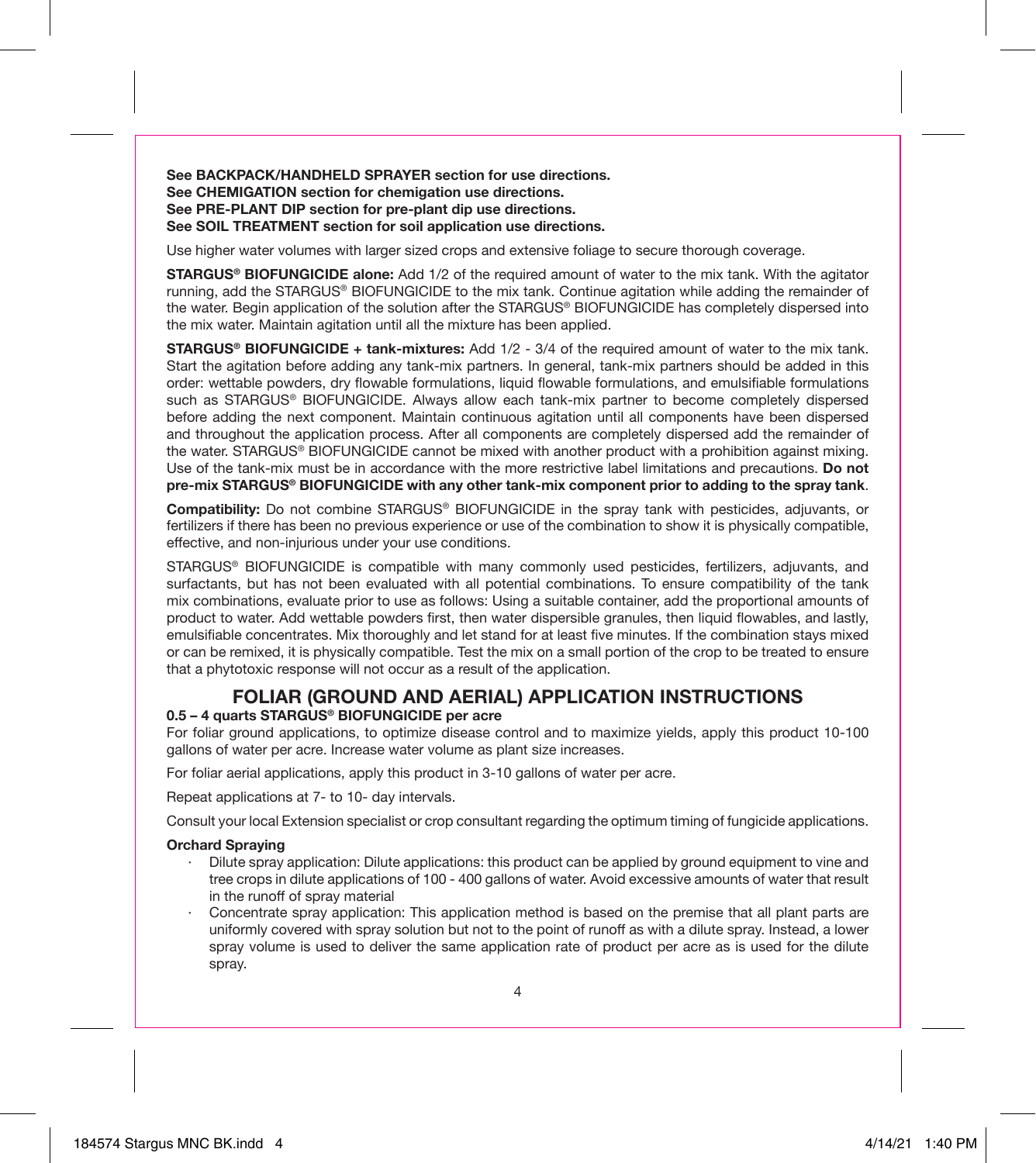**See BACKPACK/HANDHELD SPRAYER section for use directions.**
**See CHEMIGATION section for chemigation use directions.**
**See PRE-PLANT DIP section for pre-plant dip use directions.**
**See SOIL TREATMENT section for soil application use directions.**

Use higher water volumes with larger sized crops and extensive foliage to secure thorough coverage.

**STARGUS® BIOFUNGICIDE alone:** Add 1/2 of the required amount of water to the mix tank. With the agitator running, add the STARGUS® BIOFUNGICIDE to the mix tank. Continue agitation while adding the remainder of the water. Begin application of the solution after the STARGUS® BIOFUNGICIDE has completely dispersed into the mix water. Maintain agitation until all the mixture has been applied.

**STARGUS® BIOFUNGICIDE + tank-mixtures:** Add 1/2 - 3/4 of the required amount of water to the mix tank. Start the agitation before adding any tank-mix partners. In general, tank-mix partners should be added in this order: wettable powders, dry flowable formulations, liquid flowable formulations, and emulsifiable formulations such as STARGUS® BIOFUNGICIDE. Always allow each tank-mix partner to become completely dispersed before adding the next component. Maintain continuous agitation until all components have been dispersed and throughout the application process. After all components are completely dispersed add the remainder of the water. STARGUS® BIOFUNGICIDE cannot be mixed with another product with a prohibition against mixing. Use of the tank-mix must be in accordance with the more restrictive label limitations and precautions. **Do not pre-mix STARGUS® BIOFUNGICIDE with any other tank-mix component prior to adding to the spray tank**.

**Compatibility:** Do not combine STARGUS® BIOFUNGICIDE in the spray tank with pesticides, adjuvants, or fertilizers if there has been no previous experience or use of the combination to show it is physically compatible, effective, and non-injurious under your use conditions.

STARGUS® BIOFUNGICIDE is compatible with many commonly used pesticides, fertilizers, adjuvants, and surfactants, but has not been evaluated with all potential combinations. To ensure compatibility of the tank mix combinations, evaluate prior to use as follows: Using a suitable container, add the proportional amounts of product to water. Add wettable powders first, then water dispersible granules, then liquid flowables, and lastly, emulsifiable concentrates. Mix thoroughly and let stand for at least five minutes. If the combination stays mixed or can be remixed, it is physically compatible. Test the mix on a small portion of the crop to be treated to ensure that a phytotoxic response will not occur as a result of the application.

## FOLIAR (GROUND AND AERIAL) APPLICATION INSTRUCTIONS

**0.5 – 4 quarts STARGUS® BIOFUNGICIDE per acre**

For foliar ground applications, to optimize disease control and to maximize yields, apply this product 10-100 gallons of water per acre. Increase water volume as plant size increases.

For foliar aerial applications, apply this product in 3-10 gallons of water per acre.

Repeat applications at 7- to 10- day intervals.

Consult your local Extension specialist or crop consultant regarding the optimum timing of fungicide applications.

**Orchard Spraying**

- Dilute spray application: Dilute applications: this product can be applied by ground equipment to vine and tree crops in dilute applications of 100 - 400 gallons of water. Avoid excessive amounts of water that result in the runoff of spray material
- Concentrate spray application: This application method is based on the premise that all plant parts are uniformly covered with spray solution but not to the point of runoff as with a dilute spray. Instead, a lower spray volume is used to deliver the same application rate of product per acre as is used for the dilute spray.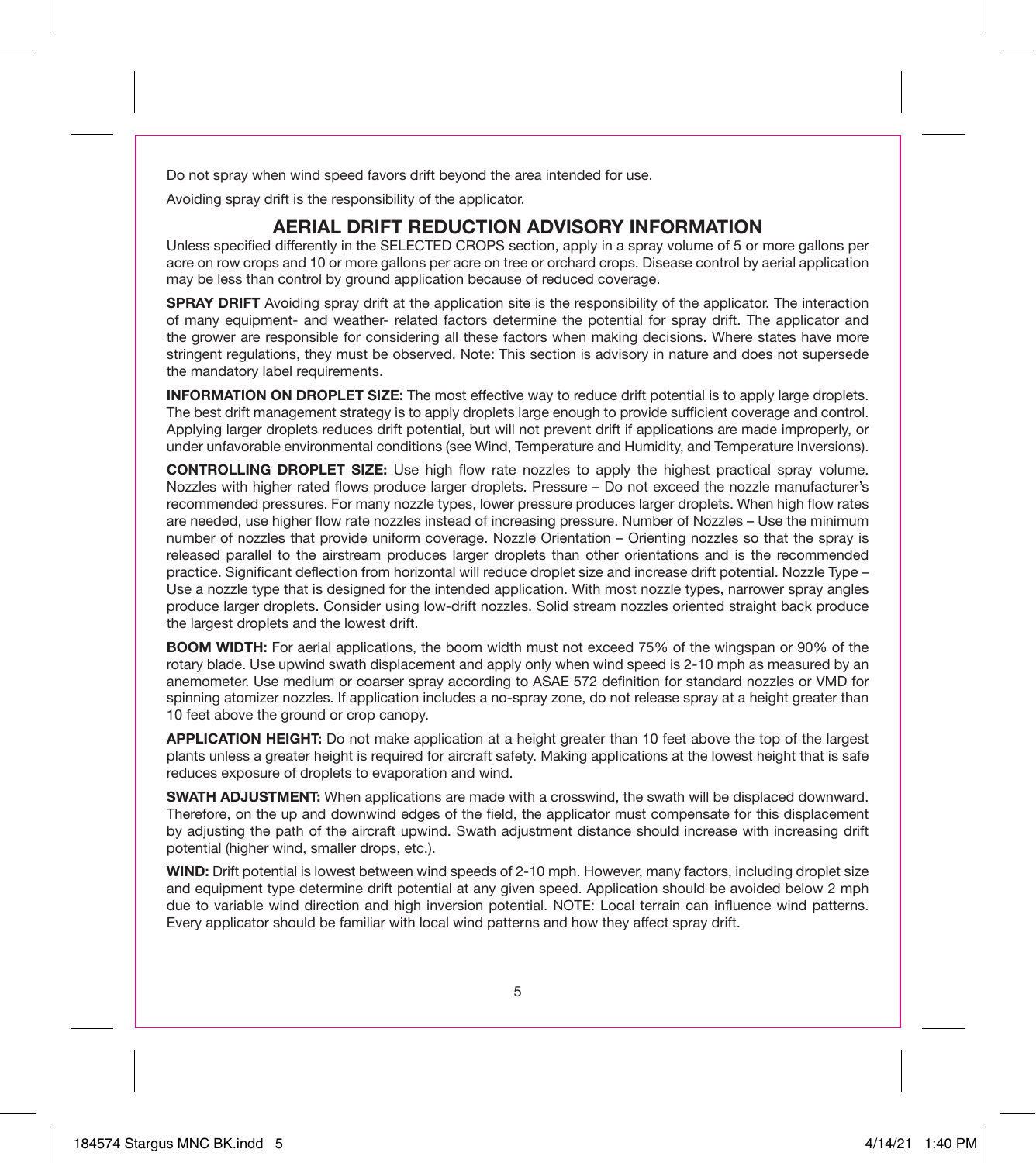Do not spray when wind speed favors drift beyond the area intended for use.

Avoiding spray drift is the responsibility of the applicator.

## AERIAL DRIFT REDUCTION ADVISORY INFORMATION

Unless specified differently in the SELECTED CROPS section, apply in a spray volume of 5 or more gallons per acre on row crops and 10 or more gallons per acre on tree or orchard crops. Disease control by aerial application may be less than control by ground application because of reduced coverage.

**SPRAY DRIFT** Avoiding spray drift at the application site is the responsibility of the applicator. The interaction of many equipment- and weather- related factors determine the potential for spray drift. The applicator and the grower are responsible for considering all these factors when making decisions. Where states have more stringent regulations, they must be observed. Note: This section is advisory in nature and does not supersede the mandatory label requirements.

**INFORMATION ON DROPLET SIZE:** The most effective way to reduce drift potential is to apply large droplets. The best drift management strategy is to apply droplets large enough to provide sufficient coverage and control. Applying larger droplets reduces drift potential, but will not prevent drift if applications are made improperly, or under unfavorable environmental conditions (see Wind, Temperature and Humidity, and Temperature Inversions).

**CONTROLLING DROPLET SIZE:** Use high flow rate nozzles to apply the highest practical spray volume. Nozzles with higher rated flows produce larger droplets. Pressure – Do not exceed the nozzle manufacturer's recommended pressures. For many nozzle types, lower pressure produces larger droplets. When high flow rates are needed, use higher flow rate nozzles instead of increasing pressure. Number of Nozzles – Use the minimum number of nozzles that provide uniform coverage. Nozzle Orientation – Orienting nozzles so that the spray is released parallel to the airstream produces larger droplets than other orientations and is the recommended practice. Significant deflection from horizontal will reduce droplet size and increase drift potential. Nozzle Type – Use a nozzle type that is designed for the intended application. With most nozzle types, narrower spray angles produce larger droplets. Consider using low-drift nozzles. Solid stream nozzles oriented straight back produce the largest droplets and the lowest drift.

**BOOM WIDTH:** For aerial applications, the boom width must not exceed 75% of the wingspan or 90% of the rotary blade. Use upwind swath displacement and apply only when wind speed is 2-10 mph as measured by an anemometer. Use medium or coarser spray according to ASAE 572 definition for standard nozzles or VMD for spinning atomizer nozzles. If application includes a no-spray zone, do not release spray at a height greater than 10 feet above the ground or crop canopy.

**APPLICATION HEIGHT:** Do not make application at a height greater than 10 feet above the top of the largest plants unless a greater height is required for aircraft safety. Making applications at the lowest height that is safe reduces exposure of droplets to evaporation and wind.

**SWATH ADJUSTMENT:** When applications are made with a crosswind, the swath will be displaced downward. Therefore, on the up and downwind edges of the field, the applicator must compensate for this displacement by adjusting the path of the aircraft upwind. Swath adjustment distance should increase with increasing drift potential (higher wind, smaller drops, etc.).

**WIND:** Drift potential is lowest between wind speeds of 2-10 mph. However, many factors, including droplet size and equipment type determine drift potential at any given speed. Application should be avoided below 2 mph due to variable wind direction and high inversion potential. NOTE: Local terrain can influence wind patterns. Every applicator should be familiar with local wind patterns and how they affect spray drift.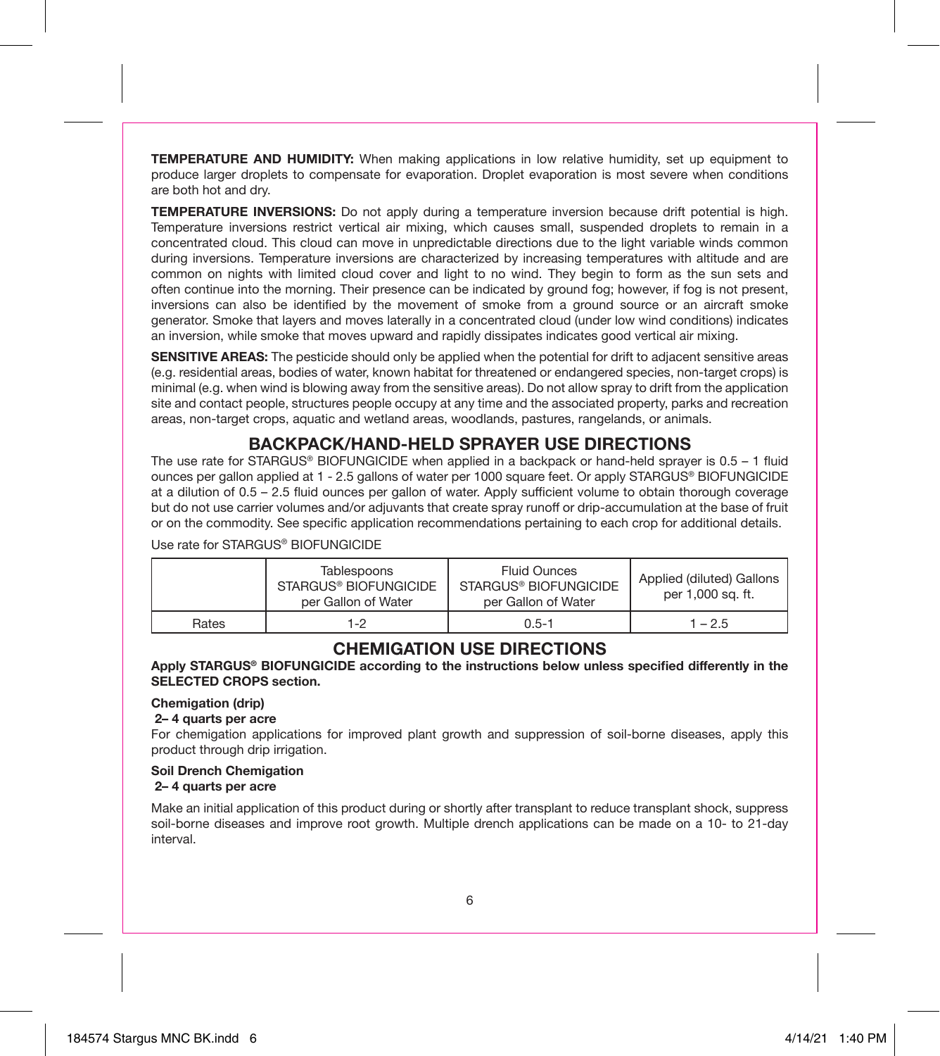**TEMPERATURE AND HUMIDITY:** When making applications in low relative humidity, set up equipment to produce larger droplets to compensate for evaporation. Droplet evaporation is most severe when conditions are both hot and dry.

**TEMPERATURE INVERSIONS:** Do not apply during a temperature inversion because drift potential is high. Temperature inversions restrict vertical air mixing, which causes small, suspended droplets to remain in a concentrated cloud. This cloud can move in unpredictable directions due to the light variable winds common during inversions. Temperature inversions are characterized by increasing temperatures with altitude and are common on nights with limited cloud cover and light to no wind. They begin to form as the sun sets and often continue into the morning. Their presence can be indicated by ground fog; however, if fog is not present, inversions can also be identified by the movement of smoke from a ground source or an aircraft smoke generator. Smoke that layers and moves laterally in a concentrated cloud (under low wind conditions) indicates an inversion, while smoke that moves upward and rapidly dissipates indicates good vertical air mixing.

**SENSITIVE AREAS:** The pesticide should only be applied when the potential for drift to adjacent sensitive areas (e.g. residential areas, bodies of water, known habitat for threatened or endangered species, non-target crops) is minimal (e.g. when wind is blowing away from the sensitive areas). Do not allow spray to drift from the application site and contact people, structures people occupy at any time and the associated property, parks and recreation areas, non-target crops, aquatic and wetland areas, woodlands, pastures, rangelands, or animals.

## BACKPACK/HAND-HELD SPRAYER USE DIRECTIONS

The use rate for STARGUS® BIOFUNGICIDE when applied in a backpack or hand-held sprayer is 0.5 – 1 fluid ounces per gallon applied at 1 - 2.5 gallons of water per 1000 square feet. Or apply STARGUS® BIOFUNGICIDE at a dilution of 0.5 – 2.5 fluid ounces per gallon of water. Apply sufficient volume to obtain thorough coverage but do not use carrier volumes and/or adjuvants that create spray runoff or drip-accumulation at the base of fruit or on the commodity. See specific application recommendations pertaining to each crop for additional details.

Use rate for STARGUS® BIOFUNGICIDE

| | Tablespoons STARGUS® BIOFUNGICIDE per Gallon of Water | Fluid Ounces STARGUS® BIOFUNGICIDE per Gallon of Water | Applied (diluted) Gallons per 1,000 sq. ft. |
|---|---|---|---|
| Rates | 1-2 | 0.5-1 | 1 – 2.5 |

## CHEMIGATION USE DIRECTIONS

**Apply STARGUS® BIOFUNGICIDE according to the instructions below unless specified differently in the SELECTED CROPS section.**

**Chemigation (drip)**

**2– 4 quarts per acre**

For chemigation applications for improved plant growth and suppression of soil-borne diseases, apply this product through drip irrigation.

**Soil Drench Chemigation**

**2– 4 quarts per acre**

Make an initial application of this product during or shortly after transplant to reduce transplant shock, suppress soil-borne diseases and improve root growth. Multiple drench applications can be made on a 10- to 21-day interval.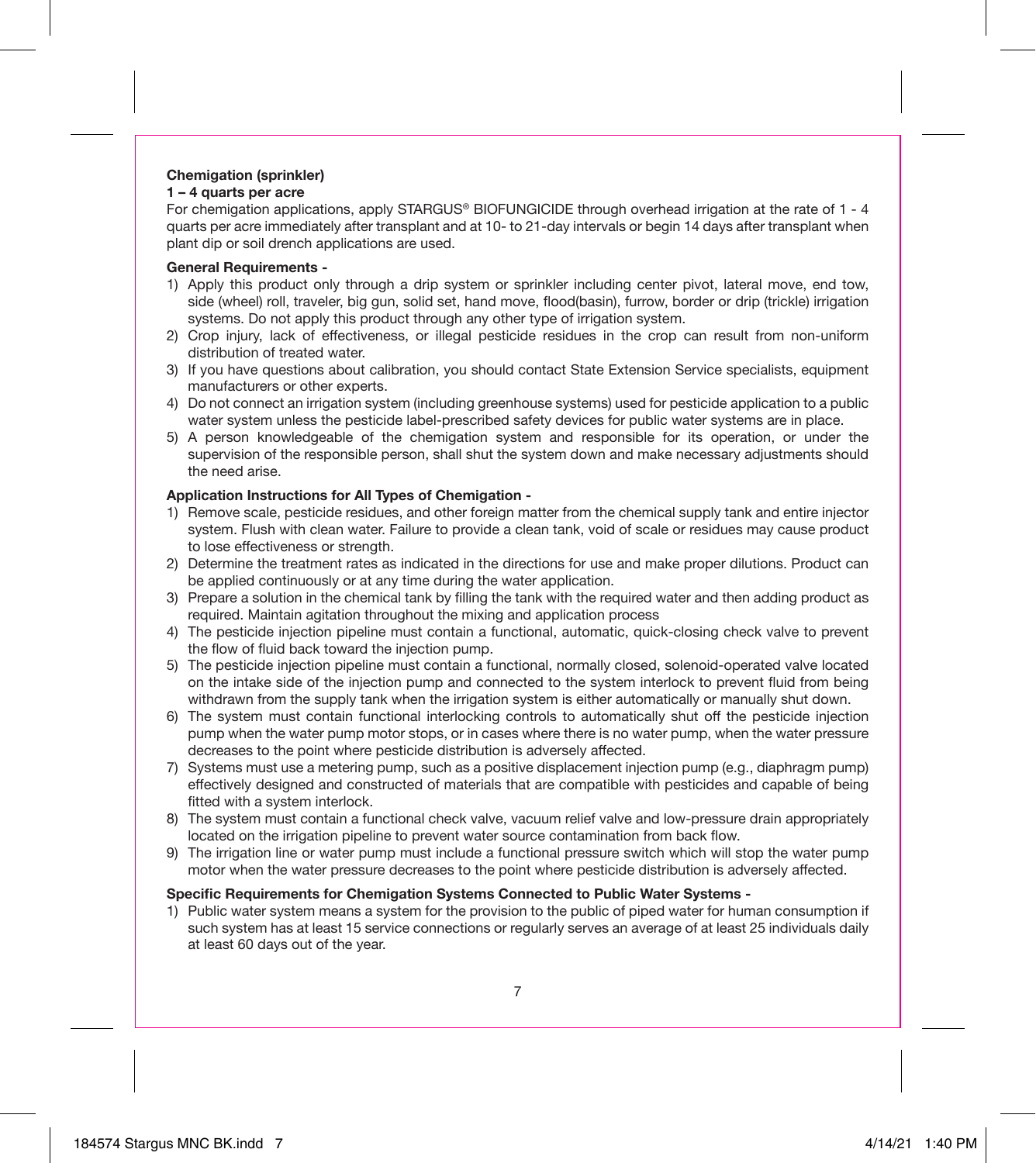**Chemigation (sprinkler)**

**1 – 4 quarts per acre**

For chemigation applications, apply STARGUS® BIOFUNGICIDE through overhead irrigation at the rate of 1 - 4 quarts per acre immediately after transplant and at 10- to 21-day intervals or begin 14 days after transplant when plant dip or soil drench applications are used.

**General Requirements -**

1) Apply this product only through a drip system or sprinkler including center pivot, lateral move, end tow, side (wheel) roll, traveler, big gun, solid set, hand move, flood(basin), furrow, border or drip (trickle) irrigation systems. Do not apply this product through any other type of irrigation system.
2) Crop injury, lack of effectiveness, or illegal pesticide residues in the crop can result from non-uniform distribution of treated water.
3) If you have questions about calibration, you should contact State Extension Service specialists, equipment manufacturers or other experts.
4) Do not connect an irrigation system (including greenhouse systems) used for pesticide application to a public water system unless the pesticide label-prescribed safety devices for public water systems are in place.
5) A person knowledgeable of the chemigation system and responsible for its operation, or under the supervision of the responsible person, shall shut the system down and make necessary adjustments should the need arise.

**Application Instructions for All Types of Chemigation -**

1) Remove scale, pesticide residues, and other foreign matter from the chemical supply tank and entire injector system. Flush with clean water. Failure to provide a clean tank, void of scale or residues may cause product to lose effectiveness or strength.
2) Determine the treatment rates as indicated in the directions for use and make proper dilutions. Product can be applied continuously or at any time during the water application.
3) Prepare a solution in the chemical tank by filling the tank with the required water and then adding product as required. Maintain agitation throughout the mixing and application process
4) The pesticide injection pipeline must contain a functional, automatic, quick-closing check valve to prevent the flow of fluid back toward the injection pump.
5) The pesticide injection pipeline must contain a functional, normally closed, solenoid-operated valve located on the intake side of the injection pump and connected to the system interlock to prevent fluid from being withdrawn from the supply tank when the irrigation system is either automatically or manually shut down.
6) The system must contain functional interlocking controls to automatically shut off the pesticide injection pump when the water pump motor stops, or in cases where there is no water pump, when the water pressure decreases to the point where pesticide distribution is adversely affected.
7) Systems must use a metering pump, such as a positive displacement injection pump (e.g., diaphragm pump) effectively designed and constructed of materials that are compatible with pesticides and capable of being fitted with a system interlock.
8) The system must contain a functional check valve, vacuum relief valve and low-pressure drain appropriately located on the irrigation pipeline to prevent water source contamination from back flow.
9) The irrigation line or water pump must include a functional pressure switch which will stop the water pump motor when the water pressure decreases to the point where pesticide distribution is adversely affected.

**Specific Requirements for Chemigation Systems Connected to Public Water Systems -**

1) Public water system means a system for the provision to the public of piped water for human consumption if such system has at least 15 service connections or regularly serves an average of at least 25 individuals daily at least 60 days out of the year.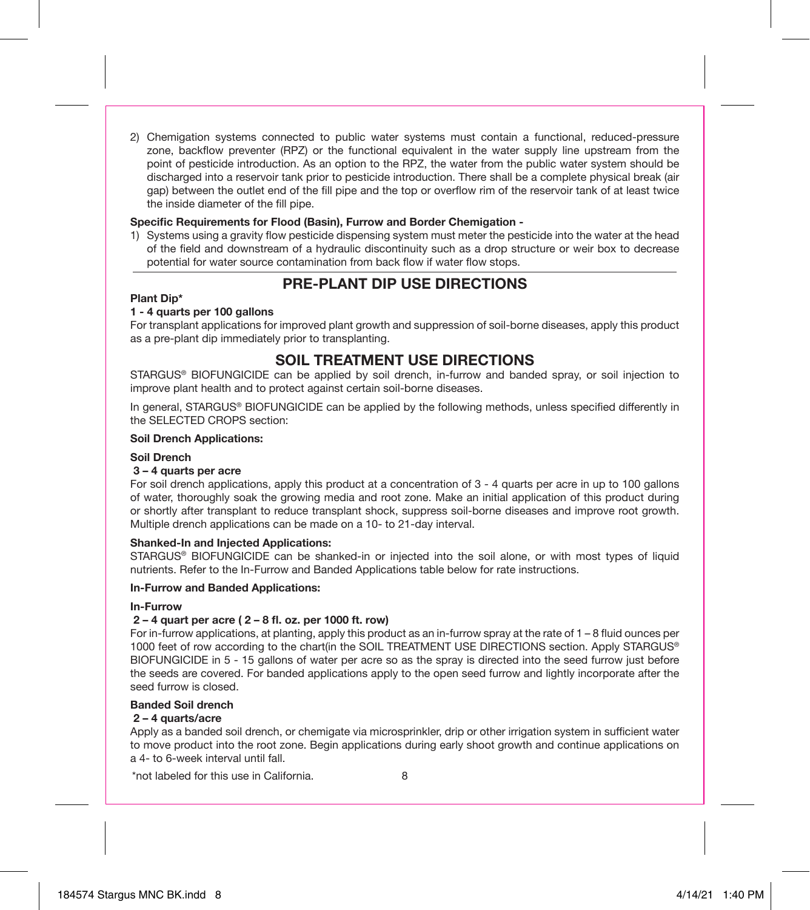2) Chemigation systems connected to public water systems must contain a functional, reduced-pressure zone, backflow preventer (RPZ) or the functional equivalent in the water supply line upstream from the point of pesticide introduction. As an option to the RPZ, the water from the public water system should be discharged into a reservoir tank prior to pesticide introduction. There shall be a complete physical break (air gap) between the outlet end of the fill pipe and the top or overflow rim of the reservoir tank of at least twice the inside diameter of the fill pipe.

**Specific Requirements for Flood (Basin), Furrow and Border Chemigation -**

1) Systems using a gravity flow pesticide dispensing system must meter the pesticide into the water at the head of the field and downstream of a hydraulic discontinuity such as a drop structure or weir box to decrease potential for water source contamination from back flow if water flow stops.

## PRE-PLANT DIP USE DIRECTIONS

**Plant Dip***

**1 - 4 quarts per 100 gallons**

For transplant applications for improved plant growth and suppression of soil-borne diseases, apply this product as a pre-plant dip immediately prior to transplanting.

## SOIL TREATMENT USE DIRECTIONS

STARGUS® BIOFUNGICIDE can be applied by soil drench, in-furrow and banded spray, or soil injection to improve plant health and to protect against certain soil-borne diseases.

In general, STARGUS® BIOFUNGICIDE can be applied by the following methods, unless specified differently in the SELECTED CROPS section:

**Soil Drench Applications:**

**Soil Drench**

**3 – 4 quarts per acre**

For soil drench applications, apply this product at a concentration of 3 - 4 quarts per acre in up to 100 gallons of water, thoroughly soak the growing media and root zone. Make an initial application of this product during or shortly after transplant to reduce transplant shock, suppress soil-borne diseases and improve root growth. Multiple drench applications can be made on a 10- to 21-day interval.

**Shanked-In and Injected Applications:**

STARGUS® BIOFUNGICIDE can be shanked-in or injected into the soil alone, or with most types of liquid nutrients. Refer to the In-Furrow and Banded Applications table below for rate instructions.

**In-Furrow and Banded Applications:**

**In-Furrow**

**2 – 4 quart per acre ( 2 – 8 fl. oz. per 1000 ft. row)**

For in-furrow applications, at planting, apply this product as an in-furrow spray at the rate of 1 – 8 fluid ounces per 1000 feet of row according to the chart(in the SOIL TREATMENT USE DIRECTIONS section. Apply STARGUS® BIOFUNGICIDE in 5 - 15 gallons of water per acre so as the spray is directed into the seed furrow just before the seeds are covered. For banded applications apply to the open seed furrow and lightly incorporate after the seed furrow is closed.

**Banded Soil drench**

**2 – 4 quarts/acre**

Apply as a banded soil drench, or chemigate via microsprinkler, drip or other irrigation system in sufficient water to move product into the root zone. Begin applications during early shoot growth and continue applications on a 4- to 6-week interval until fall.

*not labeled for this use in California.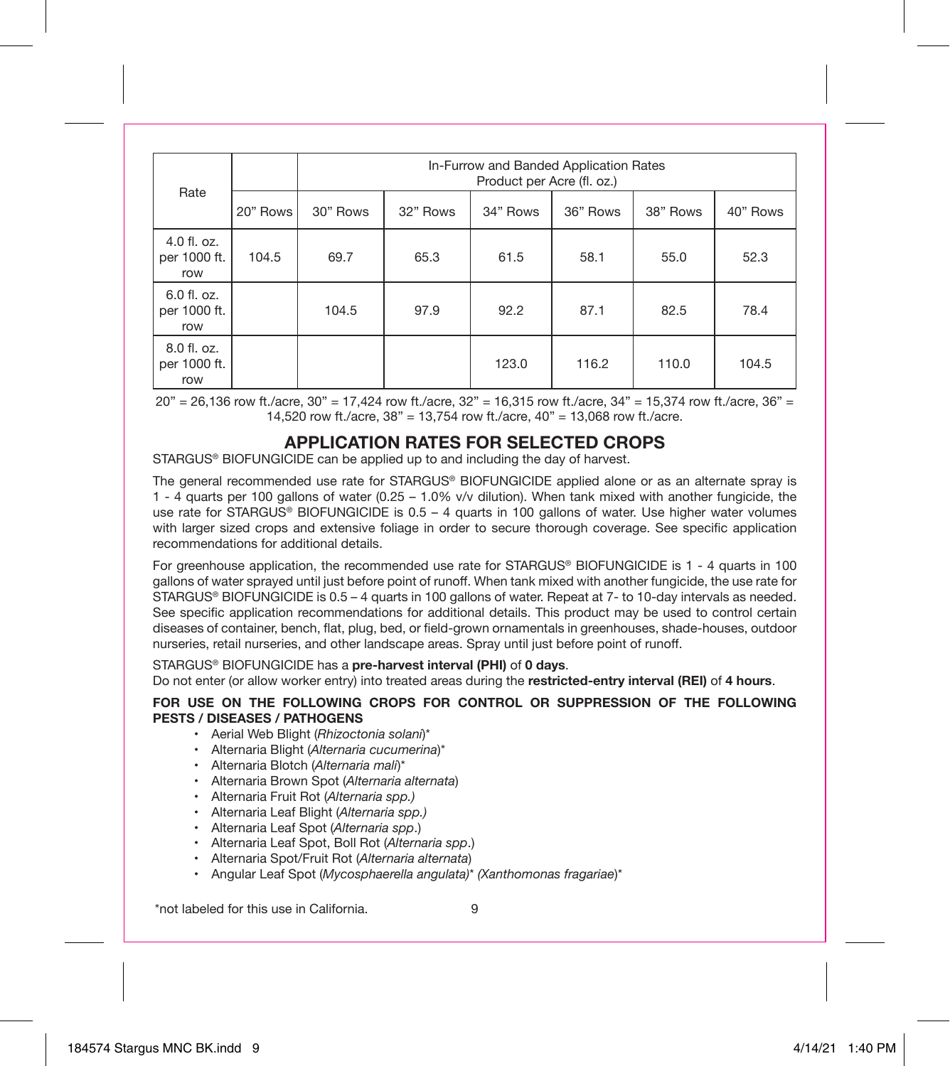| Rate | | In-Furrow and Banded Application Rates Product per Acre (fl. oz.) | | | | | |
|---|---|---|---|---|---|---|---|
| | 20" Rows | 30" Rows | 32" Rows | 34" Rows | 36" Rows | 38" Rows | 40" Rows |
| 4.0 fl. oz. per 1000 ft. row | 104.5 | 69.7 | 65.3 | 61.5 | 58.1 | 55.0 | 52.3 |
| 6.0 fl. oz. per 1000 ft. row | | 104.5 | 97.9 | 92.2 | 87.1 | 82.5 | 78.4 |
| 8.0 fl. oz. per 1000 ft. row | | | | 123.0 | 116.2 | 110.0 | 104.5 |

20" = 26,136 row ft./acre, 30" = 17,424 row ft./acre, 32" = 16,315 row ft./acre, 34" = 15,374 row ft./acre, 36" = 14,520 row ft./acre, 38" = 13,754 row ft./acre, 40" = 13,068 row ft./acre.

## APPLICATION RATES FOR SELECTED CROPS

STARGUS® BIOFUNGICIDE can be applied up to and including the day of harvest.

The general recommended use rate for STARGUS® BIOFUNGICIDE applied alone or as an alternate spray is 1 - 4 quarts per 100 gallons of water (0.25 – 1.0% v/v dilution). When tank mixed with another fungicide, the use rate for STARGUS® BIOFUNGICIDE is 0.5 – 4 quarts in 100 gallons of water. Use higher water volumes with larger sized crops and extensive foliage in order to secure thorough coverage. See specific application recommendations for additional details.

For greenhouse application, the recommended use rate for STARGUS® BIOFUNGICIDE is 1 - 4 quarts in 100 gallons of water sprayed until just before point of runoff. When tank mixed with another fungicide, the use rate for STARGUS® BIOFUNGICIDE is 0.5 – 4 quarts in 100 gallons of water. Repeat at 7- to 10-day intervals as needed. See specific application recommendations for additional details. This product may be used to control certain diseases of container, bench, flat, plug, bed, or field-grown ornamentals in greenhouses, shade-houses, outdoor nurseries, retail nurseries, and other landscape areas. Spray until just before point of runoff.

STARGUS® BIOFUNGICIDE has a **pre-harvest interval (PHI)** of **0 days**.
Do not enter (or allow worker entry) into treated areas during the **restricted-entry interval (REI)** of **4 hours**.

**FOR USE ON THE FOLLOWING CROPS FOR CONTROL OR SUPPRESSION OF THE FOLLOWING PESTS / DISEASES / PATHOGENS**

- Aerial Web Blight (*Rhizoctonia solani*)*
- Alternaria Blight (*Alternaria cucumerina*)*
- Alternaria Blotch (*Alternaria mali*)*
- Alternaria Brown Spot (*Alternaria alternata*)
- Alternaria Fruit Rot (*Alternaria spp.)*
- Alternaria Leaf Blight (*Alternaria spp.)*
- Alternaria Leaf Spot (*Alternaria spp*.)
- Alternaria Leaf Spot, Boll Rot (*Alternaria spp*.)
- Alternaria Spot/Fruit Rot (*Alternaria alternata*)
- Angular Leaf Spot (*Mycosphaerella angulata)* (Xanthomonas fragariae*)*

*not labeled for this use in California.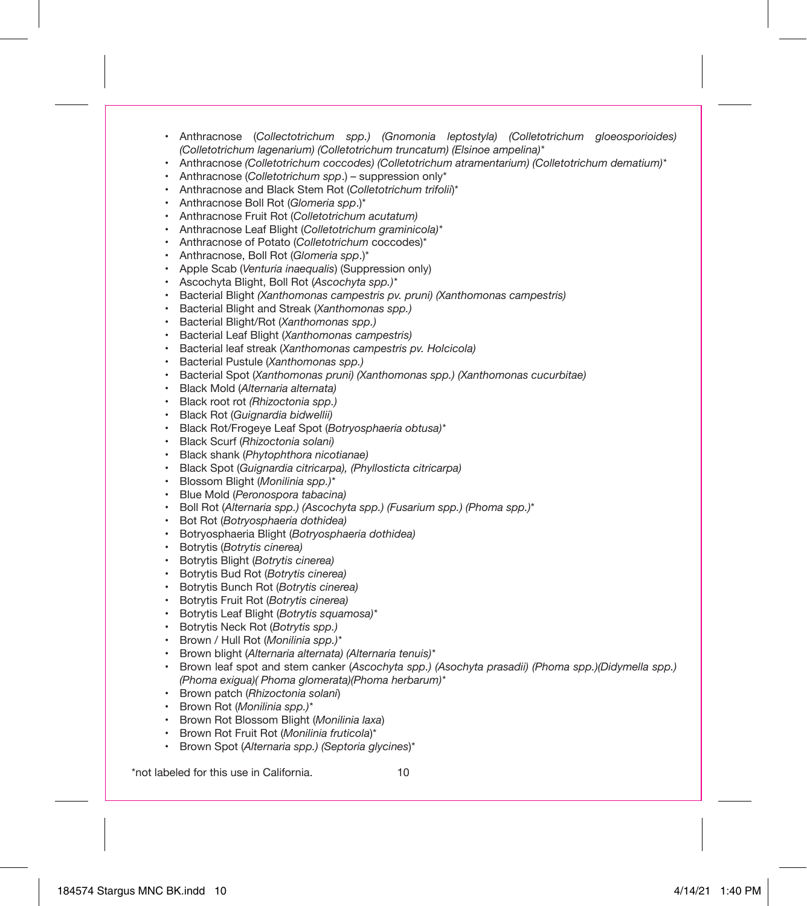- Anthracnose (*Collectotrichum spp.) (Gnomonia leptostyla) (Colletotrichum gloeosporioides) (Colletotrichum lagenarium) (Colletotrichum truncatum) (Elsinoe ampelina)**
- Anthracnose *(Colletotrichum coccodes) (Colletotrichum atramentarium) (Colletotrichum dematium)**
- Anthracnose (*Colletotrichum spp*.) – suppression only*
- Anthracnose and Black Stem Rot (*Colletotrichum trifolii*)*
- Anthracnose Boll Rot (*Glomeria spp*.)*
- Anthracnose Fruit Rot (*Colletotrichum acutatum)*
- Anthracnose Leaf Blight (*Colletotrichum graminicola)**
- Anthracnose of Potato (*Colletotrichum* coccodes)*
- Anthracnose, Boll Rot (*Glomeria spp*.)*
- Apple Scab (*Venturia inaequalis*) (Suppression only)
- Ascochyta Blight, Boll Rot (*Ascochyta spp.)**
- Bacterial Blight *(Xanthomonas campestris pv. pruni) (Xanthomonas campestris)*
- Bacterial Blight and Streak (*Xanthomonas spp.)*
- Bacterial Blight/Rot (*Xanthomonas spp.)*
- Bacterial Leaf Blight (*Xanthomonas campestris)*
- Bacterial leaf streak (*Xanthomonas campestris pv. Holcicola)*
- Bacterial Pustule (*Xanthomonas spp.)*
- Bacterial Spot (*Xanthomonas pruni) (Xanthomonas spp.) (Xanthomonas cucurbitae)*
- Black Mold (*Alternaria alternata)*
- Black root rot *(Rhizoctonia spp.)*
- Black Rot (*Guignardia bidwellii)*
- Black Rot/Frogeye Leaf Spot (*Botryosphaeria obtusa)**
- Black Scurf (*Rhizoctonia solani)*
- Black shank (*Phytophthora nicotianae)*
- Black Spot (*Guignardia citricarpa), (Phyllosticta citricarpa)*
- Blossom Blight (*Monilinia spp.)**
- Blue Mold (*Peronospora tabacina)*
- Boll Rot (*Alternaria spp.) (Ascochyta spp.) (Fusarium spp.) (Phoma spp.)**
- Bot Rot (*Botryosphaeria dothidea)*
- Botryosphaeria Blight (*Botryosphaeria dothidea)*
- Botrytis (*Botrytis cinerea)*
- Botrytis Blight (*Botrytis cinerea)*
- Botrytis Bud Rot (*Botrytis cinerea)*
- Botrytis Bunch Rot (*Botrytis cinerea)*
- Botrytis Fruit Rot (*Botrytis cinerea)*
- Botrytis Leaf Blight (*Botrytis squamosa)**
- Botrytis Neck Rot (*Botrytis spp.)*
- Brown / Hull Rot (*Monilinia spp.)**
- Brown blight (*Alternaria alternata) (Alternaria tenuis)**
- Brown leaf spot and stem canker (*Ascochyta spp.) (Asochyta prasadii) (Phoma spp.)(Didymella spp.) (Phoma exigua)( Phoma glomerata)(Phoma herbarum)**
- Brown patch (*Rhizoctonia solani*)
- Brown Rot (*Monilinia spp.)**
- Brown Rot Blossom Blight (*Monilinia laxa*)
- Brown Rot Fruit Rot (*Monilinia fruticola*)*
- Brown Spot (*Alternaria spp.) (Septoria glycines*)*

*not labeled for this use in California.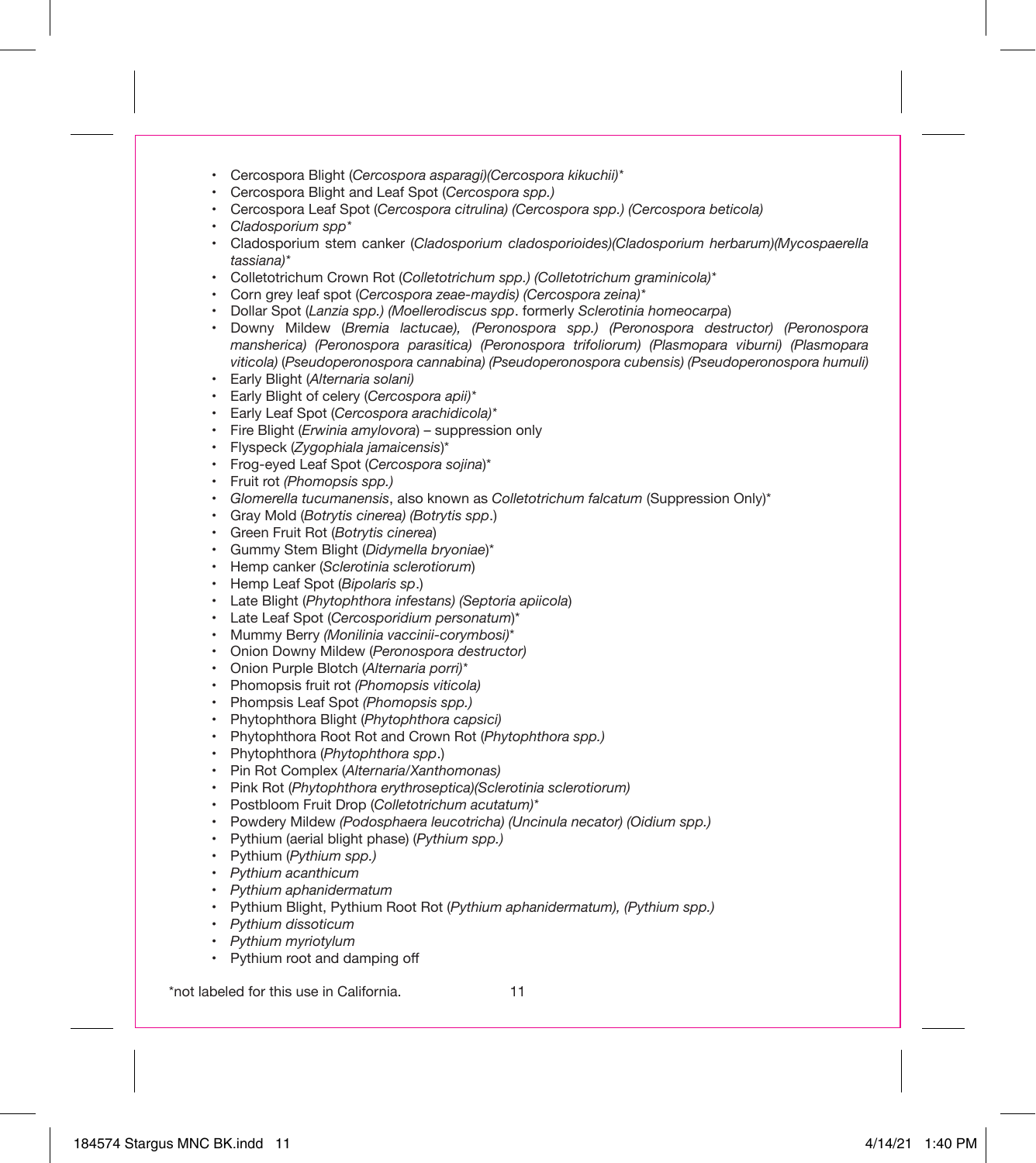- Cercospora Blight (*Cercospora asparagi)(Cercospora kikuchii)**
- Cercospora Blight and Leaf Spot (*Cercospora spp.)*
- Cercospora Leaf Spot (*Cercospora citrulina) (Cercospora spp.) (Cercospora beticola)*
- *Cladosporium spp**
- Cladosporium stem canker (*Cladosporium cladosporioides)(Cladosporium herbarum)(Mycospaerella tassiana)**
- Colletotrichum Crown Rot (*Colletotrichum spp.) (Colletotrichum graminicola)**
- Corn grey leaf spot (*Cercospora zeae-maydis) (Cercospora zeina)**
- Dollar Spot (*Lanzia spp.) (Moellerodiscus spp*. formerly *Sclerotinia homeocarpa*)
- Downy Mildew (*Bremia lactucae), (Peronospora spp.) (Peronospora destructor) (Peronospora mansherica) (Peronospora parasitica) (Peronospora trifoliorum) (Plasmopara viburni) (Plasmopara viticola)* (*Pseudoperonospora cannabina) (Pseudoperonospora cubensis) (Pseudoperonospora humuli)*
- Early Blight (*Alternaria solani)*
- Early Blight of celery (*Cercospora apii)**
- Early Leaf Spot (*Cercospora arachidicola)**
- Fire Blight (*Erwinia amylovora*) – suppression only
- Flyspeck (*Zygophiala jamaicensis*)*
- Frog-eyed Leaf Spot (*Cercospora sojina*)*
- Fruit rot *(Phomopsis spp.)*
- *Glomerella tucumanensis*, also known as *Colletotrichum falcatum* (Suppression Only)*
- Gray Mold (*Botrytis cinerea) (Botrytis spp*.)
- Green Fruit Rot (*Botrytis cinerea*)
- Gummy Stem Blight (*Didymella bryoniae*)*
- Hemp canker (*Sclerotinia sclerotiorum*)
- Hemp Leaf Spot (*Bipolaris sp*.)
- Late Blight (*Phytophthora infestans) (Septoria apiicola*)
- Late Leaf Spot (*Cercosporidium personatum*)*
- Mummy Berry *(Monilinia vaccinii-corymbosi)**
- Onion Downy Mildew (*Peronospora destructor)*
- Onion Purple Blotch (*Alternaria porri)**
- Phomopsis fruit rot *(Phomopsis viticola)*
- Phompsis Leaf Spot *(Phomopsis spp.)*
- Phytophthora Blight (*Phytophthora capsici)*
- Phytophthora Root Rot and Crown Rot (*Phytophthora spp.)*
- Phytophthora (*Phytophthora spp*.)
- Pin Rot Complex (*Alternaria/Xanthomonas)*
- Pink Rot (*Phytophthora erythroseptica)(Sclerotinia sclerotiorum)*
- Postbloom Fruit Drop (*Colletotrichum acutatum)**
- Powdery Mildew *(Podosphaera leucotricha) (Uncinula necator) (Oidium spp.)*
- Pythium (aerial blight phase) (*Pythium spp.)*
- Pythium (*Pythium spp.)*
- *Pythium acanthicum*
- *Pythium aphanidermatum*
- Pythium Blight, Pythium Root Rot (*Pythium aphanidermatum), (Pythium spp.)*
- *Pythium dissoticum*
- *Pythium myriotylum*
- Pythium root and damping off

*not labeled for this use in California.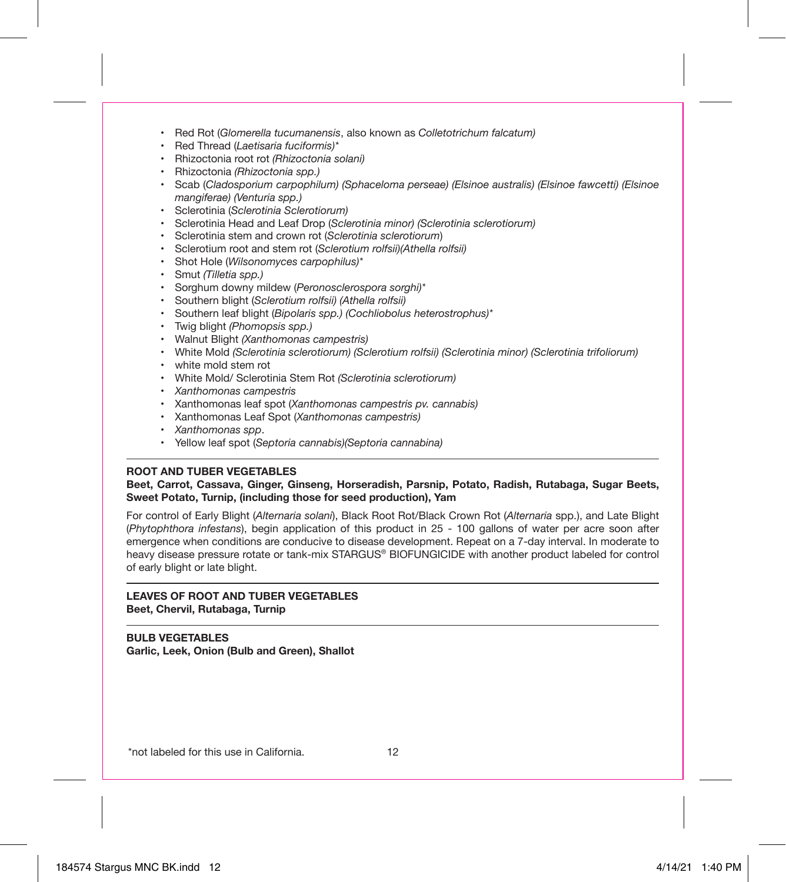- Red Rot (*Glomerella tucumanensis*, also known as *Colletotrichum falcatum)*
- Red Thread (*Laetisaria fuciformis)**
- Rhizoctonia root rot *(Rhizoctonia solani)*
- Rhizoctonia *(Rhizoctonia spp.)*
- Scab (*Cladosporium carpophilum) (Sphaceloma perseae) (Elsinoe australis) (Elsinoe fawcetti) (Elsinoe mangiferae) (Venturia spp.)*
- Sclerotinia (*Sclerotinia Sclerotiorum)*
- Sclerotinia Head and Leaf Drop (*Sclerotinia minor) (Sclerotinia sclerotiorum)*
- Sclerotinia stem and crown rot (*Sclerotinia sclerotiorum*)
- Sclerotium root and stem rot (*Sclerotium rolfsii)(Athella rolfsii)*
- Shot Hole (*Wilsonomyces carpophilus)**
- Smut *(Tilletia spp.)*
- Sorghum downy mildew (*Peronosclerospora sorghi)**
- Southern blight (*Sclerotium rolfsii) (Athella rolfsii)*
- Southern leaf blight (*Bipolaris spp.) (Cochliobolus heterostrophus)**
- Twig blight *(Phomopsis spp.)*
- Walnut Blight *(Xanthomonas campestris)*
- White Mold *(Sclerotinia sclerotiorum) (Sclerotium rolfsii) (Sclerotinia minor) (Sclerotinia trifoliorum)*
- white mold stem rot
- White Mold/ Sclerotinia Stem Rot *(Sclerotinia sclerotiorum)*
- *Xanthomonas campestris*
- Xanthomonas leaf spot (*Xanthomonas campestris pv. cannabis)*
- Xanthomonas Leaf Spot (*Xanthomonas campestris)*
- *Xanthomonas spp*.
- Yellow leaf spot (*Septoria cannabis)(Septoria cannabina)*

**ROOT AND TUBER VEGETABLES**
**Beet, Carrot, Cassava, Ginger, Ginseng, Horseradish, Parsnip, Potato, Radish, Rutabaga, Sugar Beets, Sweet Potato, Turnip, (including those for seed production), Yam**

For control of Early Blight (*Alternaria solani*), Black Root Rot/Black Crown Rot (*Alternaria* spp.), and Late Blight (*Phytophthora infestans*), begin application of this product in 25 - 100 gallons of water per acre soon after emergence when conditions are conducive to disease development. Repeat on a 7-day interval. In moderate to heavy disease pressure rotate or tank-mix STARGUS® BIOFUNGICIDE with another product labeled for control of early blight or late blight.

**LEAVES OF ROOT AND TUBER VEGETABLES**
**Beet, Chervil, Rutabaga, Turnip**

**BULB VEGETABLES**
**Garlic, Leek, Onion (Bulb and Green), Shallot**

*not labeled for this use in California.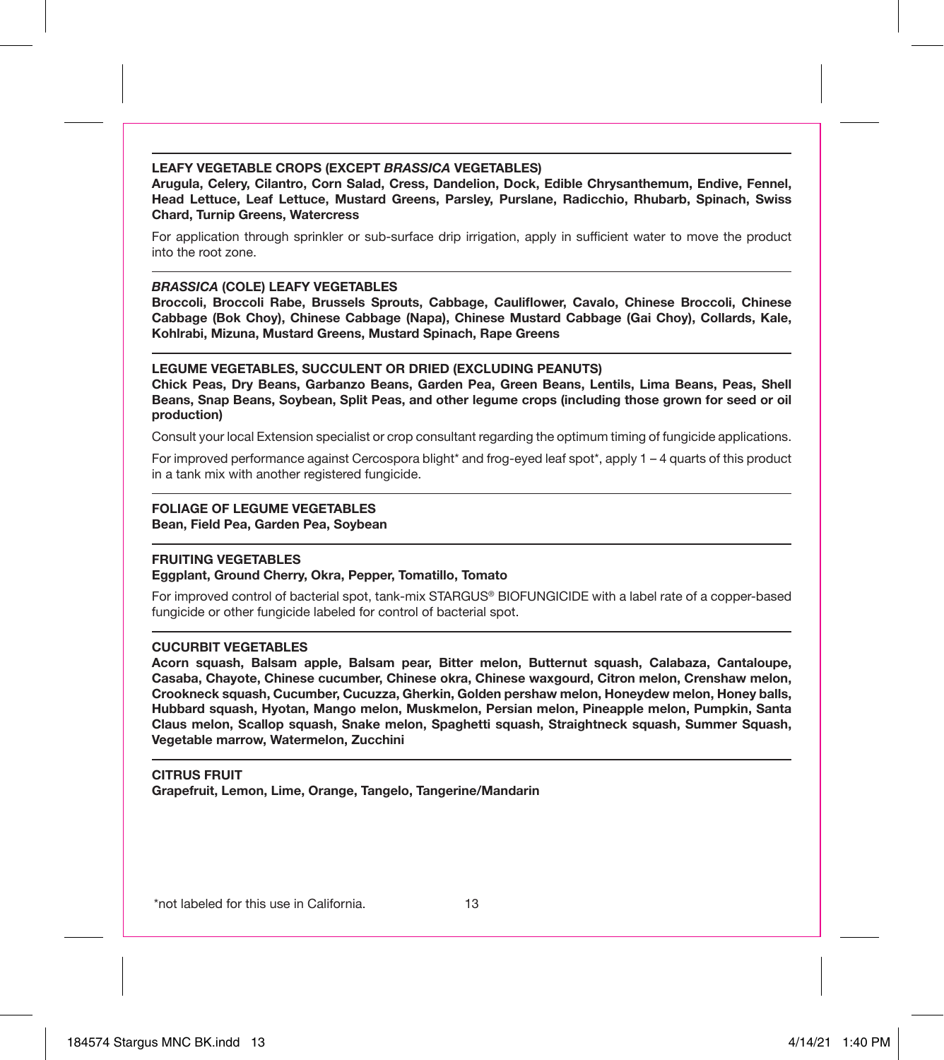### LEAFY VEGETABLE CROPS (EXCEPT *BRASSICA* VEGETABLES)

**Arugula, Celery, Cilantro, Corn Salad, Cress, Dandelion, Dock, Edible Chrysanthemum, Endive, Fennel, Head Lettuce, Leaf Lettuce, Mustard Greens, Parsley, Purslane, Radicchio, Rhubarb, Spinach, Swiss Chard, Turnip Greens, Watercress**

For application through sprinkler or sub-surface drip irrigation, apply in sufficient water to move the product into the root zone.

### *BRASSICA* (COLE) LEAFY VEGETABLES

**Broccoli, Broccoli Rabe, Brussels Sprouts, Cabbage, Cauliflower, Cavalo, Chinese Broccoli, Chinese Cabbage (Bok Choy), Chinese Cabbage (Napa), Chinese Mustard Cabbage (Gai Choy), Collards, Kale, Kohlrabi, Mizuna, Mustard Greens, Mustard Spinach, Rape Greens**

### LEGUME VEGETABLES, SUCCULENT OR DRIED (EXCLUDING PEANUTS)

**Chick Peas, Dry Beans, Garbanzo Beans, Garden Pea, Green Beans, Lentils, Lima Beans, Peas, Shell Beans, Snap Beans, Soybean, Split Peas, and other legume crops (including those grown for seed or oil production)**

Consult your local Extension specialist or crop consultant regarding the optimum timing of fungicide applications.

For improved performance against Cercospora blight* and frog-eyed leaf spot*, apply 1 – 4 quarts of this product in a tank mix with another registered fungicide.

### FOLIAGE OF LEGUME VEGETABLES

**Bean, Field Pea, Garden Pea, Soybean**

### FRUITING VEGETABLES

**Eggplant, Ground Cherry, Okra, Pepper, Tomatillo, Tomato**

For improved control of bacterial spot, tank-mix STARGUS® BIOFUNGICIDE with a label rate of a copper-based fungicide or other fungicide labeled for control of bacterial spot.

### CUCURBIT VEGETABLES

**Acorn squash, Balsam apple, Balsam pear, Bitter melon, Butternut squash, Calabaza, Cantaloupe, Casaba, Chayote, Chinese cucumber, Chinese okra, Chinese waxgourd, Citron melon, Crenshaw melon, Crookneck squash, Cucumber, Cucuzza, Gherkin, Golden pershaw melon, Honeydew melon, Honey balls, Hubbard squash, Hyotan, Mango melon, Muskmelon, Persian melon, Pineapple melon, Pumpkin, Santa Claus melon, Scallop squash, Snake melon, Spaghetti squash, Straightneck squash, Summer Squash, Vegetable marrow, Watermelon, Zucchini**

### CITRUS FRUIT

**Grapefruit, Lemon, Lime, Orange, Tangelo, Tangerine/Mandarin**

*not labeled for this use in California.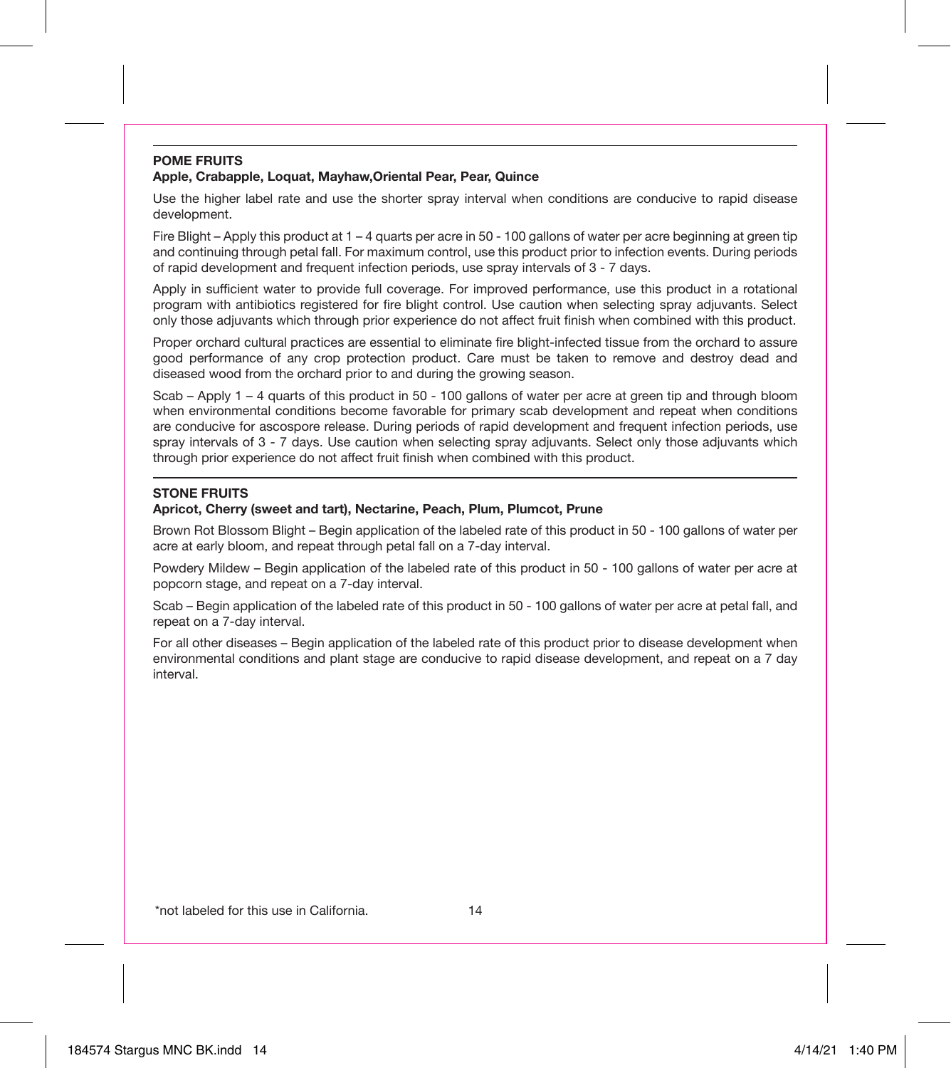## POME FRUITS

**Apple, Crabapple, Loquat, Mayhaw,Oriental Pear, Pear, Quince**

Use the higher label rate and use the shorter spray interval when conditions are conducive to rapid disease development.

Fire Blight – Apply this product at 1 – 4 quarts per acre in 50 - 100 gallons of water per acre beginning at green tip and continuing through petal fall. For maximum control, use this product prior to infection events. During periods of rapid development and frequent infection periods, use spray intervals of 3 - 7 days.

Apply in sufficient water to provide full coverage. For improved performance, use this product in a rotational program with antibiotics registered for fire blight control. Use caution when selecting spray adjuvants. Select only those adjuvants which through prior experience do not affect fruit finish when combined with this product.

Proper orchard cultural practices are essential to eliminate fire blight-infected tissue from the orchard to assure good performance of any crop protection product. Care must be taken to remove and destroy dead and diseased wood from the orchard prior to and during the growing season.

Scab – Apply 1 – 4 quarts of this product in 50 - 100 gallons of water per acre at green tip and through bloom when environmental conditions become favorable for primary scab development and repeat when conditions are conducive for ascospore release. During periods of rapid development and frequent infection periods, use spray intervals of 3 - 7 days. Use caution when selecting spray adjuvants. Select only those adjuvants which through prior experience do not affect fruit finish when combined with this product.

## STONE FRUITS

**Apricot, Cherry (sweet and tart), Nectarine, Peach, Plum, Plumcot, Prune**

Brown Rot Blossom Blight – Begin application of the labeled rate of this product in 50 - 100 gallons of water per acre at early bloom, and repeat through petal fall on a 7-day interval.

Powdery Mildew – Begin application of the labeled rate of this product in 50 - 100 gallons of water per acre at popcorn stage, and repeat on a 7-day interval.

Scab – Begin application of the labeled rate of this product in 50 - 100 gallons of water per acre at petal fall, and repeat on a 7-day interval.

For all other diseases – Begin application of the labeled rate of this product prior to disease development when environmental conditions and plant stage are conducive to rapid disease development, and repeat on a 7 day interval.

*not labeled for this use in California.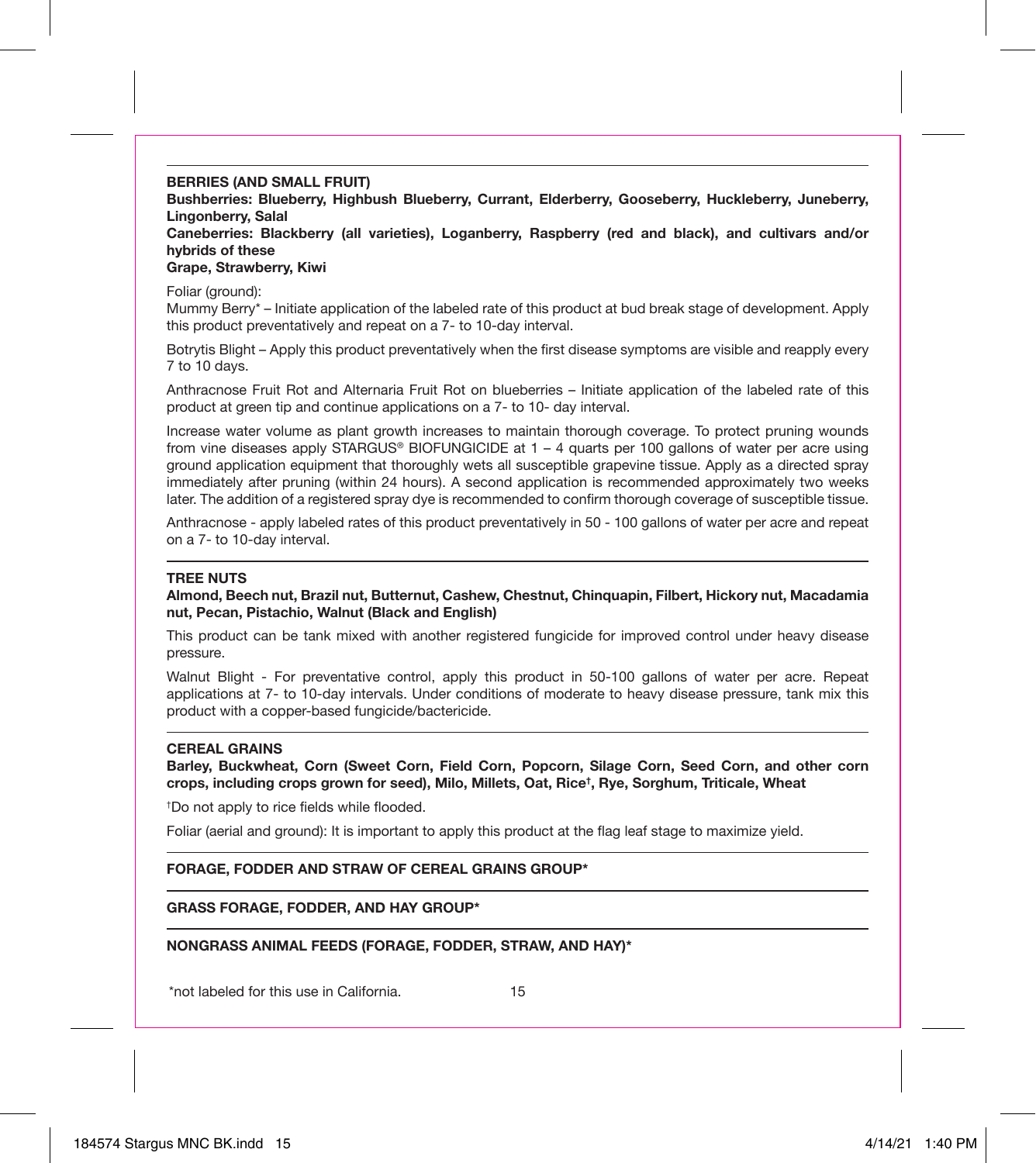## BERRIES (AND SMALL FRUIT)

**Bushberries: Blueberry, Highbush Blueberry, Currant, Elderberry, Gooseberry, Huckleberry, Juneberry, Lingonberry, Salal**

**Caneberries: Blackberry (all varieties), Loganberry, Raspberry (red and black), and cultivars and/or hybrids of these**

**Grape, Strawberry, Kiwi**

Foliar (ground):

Mummy Berry* – Initiate application of the labeled rate of this product at bud break stage of development. Apply this product preventatively and repeat on a 7- to 10-day interval.

Botrytis Blight – Apply this product preventatively when the first disease symptoms are visible and reapply every 7 to 10 days.

Anthracnose Fruit Rot and Alternaria Fruit Rot on blueberries – Initiate application of the labeled rate of this product at green tip and continue applications on a 7- to 10- day interval.

Increase water volume as plant growth increases to maintain thorough coverage. To protect pruning wounds from vine diseases apply STARGUS® BIOFUNGICIDE at 1 – 4 quarts per 100 gallons of water per acre using ground application equipment that thoroughly wets all susceptible grapevine tissue. Apply as a directed spray immediately after pruning (within 24 hours). A second application is recommended approximately two weeks later. The addition of a registered spray dye is recommended to confirm thorough coverage of susceptible tissue.

Anthracnose - apply labeled rates of this product preventatively in 50 - 100 gallons of water per acre and repeat on a 7- to 10-day interval.

## TREE NUTS

**Almond, Beech nut, Brazil nut, Butternut, Cashew, Chestnut, Chinquapin, Filbert, Hickory nut, Macadamia nut, Pecan, Pistachio, Walnut (Black and English)**

This product can be tank mixed with another registered fungicide for improved control under heavy disease pressure.

Walnut Blight - For preventative control, apply this product in 50-100 gallons of water per acre. Repeat applications at 7- to 10-day intervals. Under conditions of moderate to heavy disease pressure, tank mix this product with a copper-based fungicide/bactericide.

## CEREAL GRAINS

**Barley, Buckwheat, Corn (Sweet Corn, Field Corn, Popcorn, Silage Corn, Seed Corn, and other corn crops, including crops grown for seed), Milo, Millets, Oat, Rice†, Rye, Sorghum, Triticale, Wheat**

†Do not apply to rice fields while flooded.

Foliar (aerial and ground): It is important to apply this product at the flag leaf stage to maximize yield.

## FORAGE, FODDER AND STRAW OF CEREAL GRAINS GROUP*

## GRASS FORAGE, FODDER, AND HAY GROUP*

## NONGRASS ANIMAL FEEDS (FORAGE, FODDER, STRAW, AND HAY)*

*not labeled for this use in California.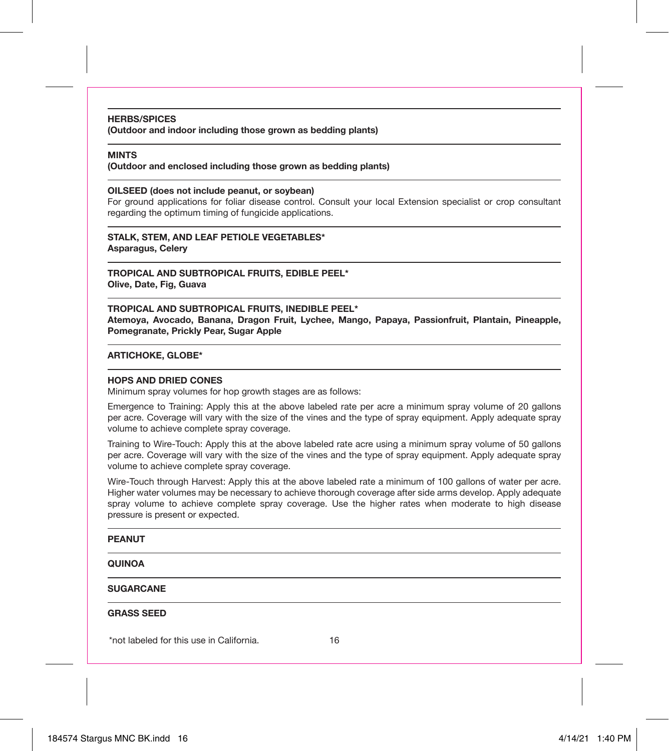**HERBS/SPICES**
**(Outdoor and indoor including those grown as bedding plants)**

---

**MINTS**
**(Outdoor and enclosed including those grown as bedding plants)**

---

**OILSEED (does not include peanut, or soybean)**
For ground applications for foliar disease control. Consult your local Extension specialist or crop consultant regarding the optimum timing of fungicide applications.

---

**STALK, STEM, AND LEAF PETIOLE VEGETABLES***
**Asparagus, Celery**

---

**TROPICAL AND SUBTROPICAL FRUITS, EDIBLE PEEL***
**Olive, Date, Fig, Guava**

---

**TROPICAL AND SUBTROPICAL FRUITS, INEDIBLE PEEL***
**Atemoya, Avocado, Banana, Dragon Fruit, Lychee, Mango, Papaya, Passionfruit, Plantain, Pineapple, Pomegranate, Prickly Pear, Sugar Apple**

---

**ARTICHOKE, GLOBE***

---

**HOPS AND DRIED CONES**
Minimum spray volumes for hop growth stages are as follows:

Emergence to Training: Apply this at the above labeled rate per acre a minimum spray volume of 20 gallons per acre. Coverage will vary with the size of the vines and the type of spray equipment. Apply adequate spray volume to achieve complete spray coverage.

Training to Wire-Touch: Apply this at the above labeled rate acre using a minimum spray volume of 50 gallons per acre. Coverage will vary with the size of the vines and the type of spray equipment. Apply adequate spray volume to achieve complete spray coverage.

Wire-Touch through Harvest: Apply this at the above labeled rate a minimum of 100 gallons of water per acre. Higher water volumes may be necessary to achieve thorough coverage after side arms develop. Apply adequate spray volume to achieve complete spray coverage. Use the higher rates when moderate to high disease pressure is present or expected.

---

**PEANUT**

---

**QUINOA**

---

**SUGARCANE**

---

**GRASS SEED**

*not labeled for this use in California.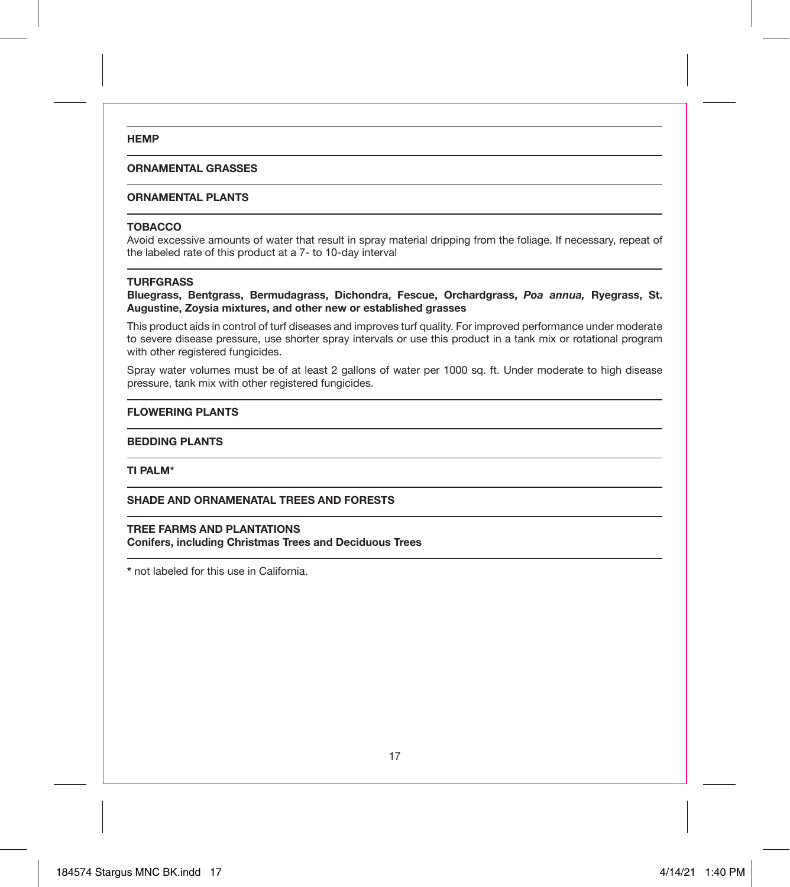**HEMP**

---

**ORNAMENTAL GRASSES**

---

**ORNAMENTAL PLANTS**

---

**TOBACCO**

Avoid excessive amounts of water that result in spray material dripping from the foliage. If necessary, repeat of the labeled rate of this product at a 7- to 10-day interval

---

**TURFGRASS**

**Bluegrass, Bentgrass, Bermudagrass, Dichondra, Fescue, Orchardgrass, *Poa annua,* Ryegrass, St. Augustine, Zoysia mixtures, and other new or established grasses**

This product aids in control of turf diseases and improves turf quality. For improved performance under moderate to severe disease pressure, use shorter spray intervals or use this product in a tank mix or rotational program with other registered fungicides.

Spray water volumes must be of at least 2 gallons of water per 1000 sq. ft. Under moderate to high disease pressure, tank mix with other registered fungicides.

---

**FLOWERING PLANTS**

---

**BEDDING PLANTS**

---

**TI PALM***

---

**SHADE AND ORNAMENATAL TREES AND FORESTS**

---

**TREE FARMS AND PLANTATIONS**

**Conifers, including Christmas Trees and Deciduous Trees**

---

* not labeled for this use in California.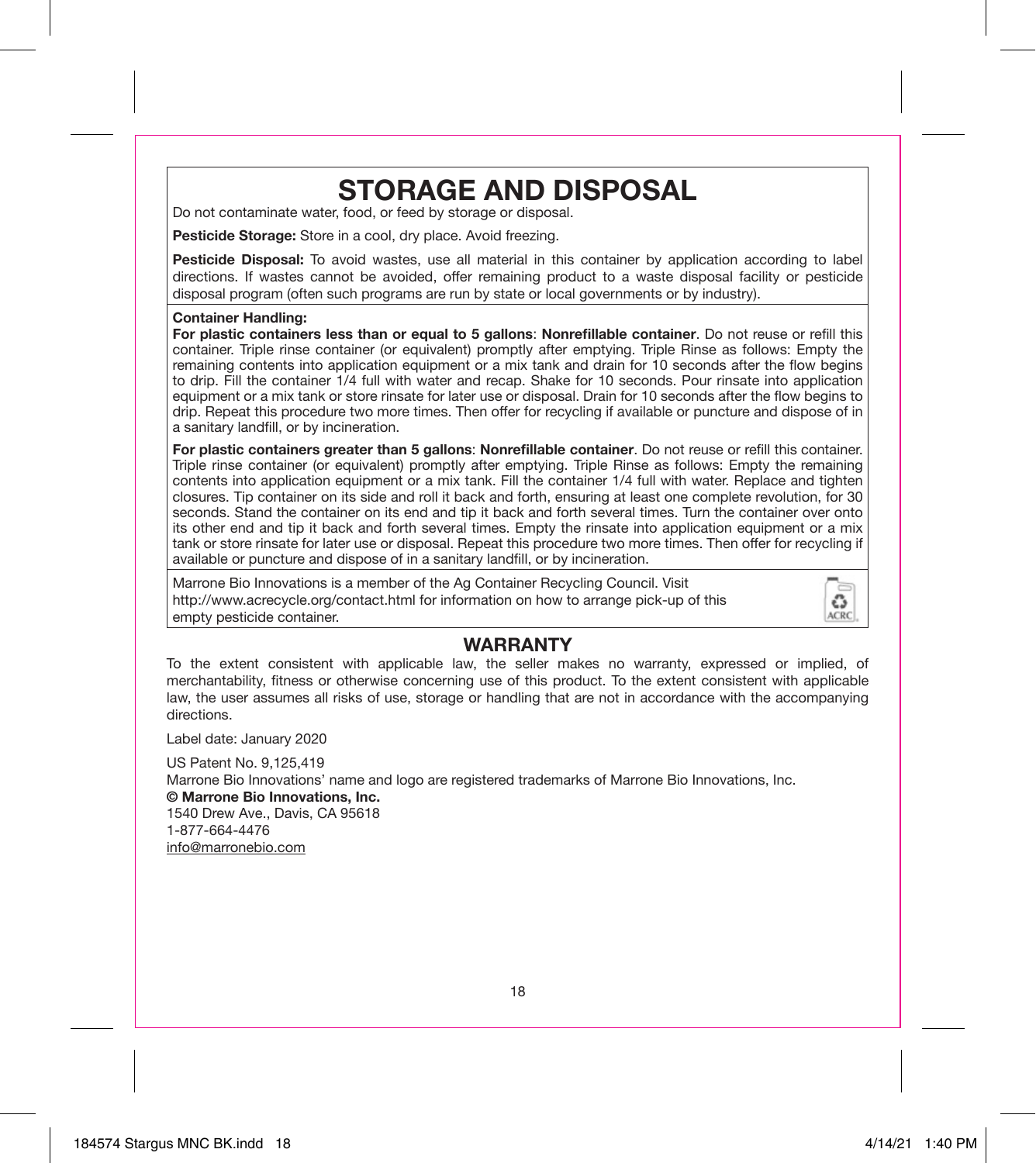# STORAGE AND DISPOSAL

Do not contaminate water, food, or feed by storage or disposal.

**Pesticide Storage:** Store in a cool, dry place. Avoid freezing.

**Pesticide Disposal:** To avoid wastes, use all material in this container by application according to label directions. If wastes cannot be avoided, offer remaining product to a waste disposal facility or pesticide disposal program (often such programs are run by state or local governments or by industry).

**Container Handling:**

**For plastic containers less than or equal to 5 gallons**: **Nonrefillable container**. Do not reuse or refill this container. Triple rinse container (or equivalent) promptly after emptying. Triple Rinse as follows: Empty the remaining contents into application equipment or a mix tank and drain for 10 seconds after the flow begins to drip. Fill the container 1/4 full with water and recap. Shake for 10 seconds. Pour rinsate into application equipment or a mix tank or store rinsate for later use or disposal. Drain for 10 seconds after the flow begins to drip. Repeat this procedure two more times. Then offer for recycling if available or puncture and dispose of in a sanitary landfill, or by incineration.

**For plastic containers greater than 5 gallons**: **Nonrefillable container**. Do not reuse or refill this container. Triple rinse container (or equivalent) promptly after emptying. Triple Rinse as follows: Empty the remaining contents into application equipment or a mix tank. Fill the container 1/4 full with water. Replace and tighten closures. Tip container on its side and roll it back and forth, ensuring at least one complete revolution, for 30 seconds. Stand the container on its end and tip it back and forth several times. Turn the container over onto its other end and tip it back and forth several times. Empty the rinsate into application equipment or a mix tank or store rinsate for later use or disposal. Repeat this procedure two more times. Then offer for recycling if available or puncture and dispose of in a sanitary landfill, or by incineration.

Marrone Bio Innovations is a member of the Ag Container Recycling Council. Visit http://www.acrecycle.org/contact.html for information on how to arrange pick-up of this empty pesticide container.

## WARRANTY

To the extent consistent with applicable law, the seller makes no warranty, expressed or implied, of merchantability, fitness or otherwise concerning use of this product. To the extent consistent with applicable law, the user assumes all risks of use, storage or handling that are not in accordance with the accompanying directions.

Label date: January 2020

US Patent No. 9,125,419
Marrone Bio Innovations' name and logo are registered trademarks of Marrone Bio Innovations, Inc.
**© Marrone Bio Innovations, Inc.**
1540 Drew Ave., Davis, CA 95618
1-877-664-4476
info@marronebio.com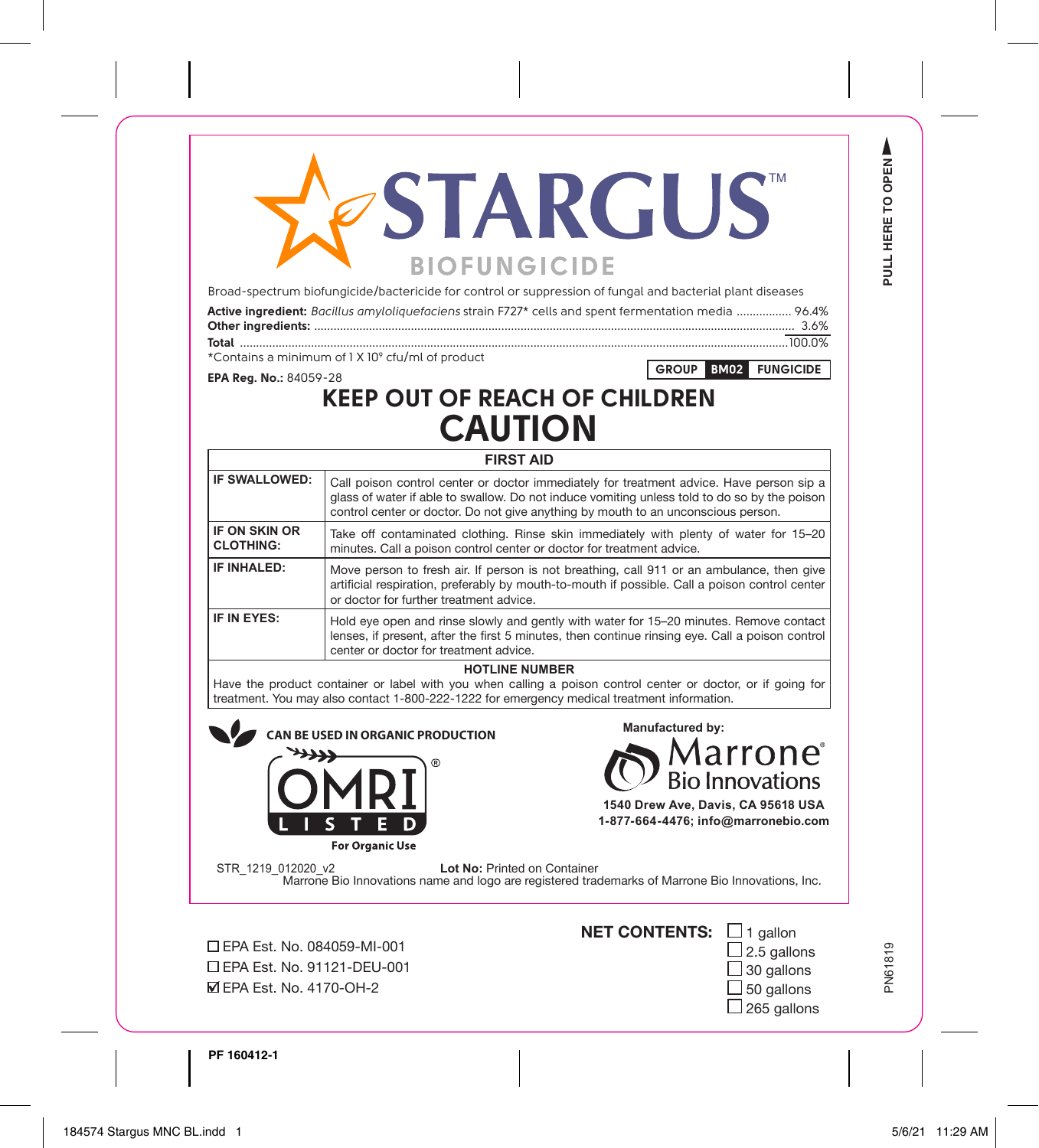# STARGUS™

## BIOFUNGICIDE

Broad-spectrum biofungicide/bactericide for control or suppression of fungal and bacterial plant diseases

**Active ingredient:** *Bacillus amyloliquefaciens* strain F727* cells and spent fermentation media ................ 96.4%
**Other ingredients:** ........................................................................................................ 3.6%
**Total** ........................................................................................................ 100.0%

*Contains a minimum of 1 X $10^9$ cfu/ml of product

**EPA Reg. No.:** 84059-28

GROUP **BM02** FUNGICIDE

## KEEP OUT OF REACH OF CHILDREN

# CAUTION

| FIRST AID | |
|---|---|
| **IF SWALLOWED:** | Call poison control center or doctor immediately for treatment advice. Have person sip a glass of water if able to swallow. Do not induce vomiting unless told to do so by the poison control center or doctor. Do not give anything by mouth to an unconscious person. |
| **IF ON SKIN OR CLOTHING:** | Take off contaminated clothing. Rinse skin immediately with plenty of water for 15–20 minutes. Call a poison control center or doctor for treatment advice. |
| **IF INHALED:** | Move person to fresh air. If person is not breathing, call 911 or an ambulance, then give artificial respiration, preferably by mouth-to-mouth if possible. Call a poison control center or doctor for further treatment advice. |
| **IF IN EYES:** | Hold eye open and rinse slowly and gently with water for 15–20 minutes. Remove contact lenses, if present, after the first 5 minutes, then continue rinsing eye. Call a poison control center or doctor for treatment advice. |

**HOTLINE NUMBER**

Have the product container or label with you when calling a poison control center or doctor, or if going for treatment. You may also contact 1-800-222-1222 for emergency medical treatment information.

**CAN BE USED IN ORGANIC PRODUCTION**

OMRI® LISTED
For Organic Use

**Manufactured by:**
Marrone® Bio Innovations
**1540 Drew Ave, Davis, CA 95618 USA**
**1-877-664-4476; info@marronebio.com**

STR_1219_012020_v2

**Lot No:** Printed on Container

Marrone Bio Innovations name and logo are registered trademarks of Marrone Bio Innovations, Inc.

☐ EPA Est. No. 084059-MI-001
☐ EPA Est. No. 91121-DEU-001
☑ EPA Est. No. 4170-OH-2

**NET CONTENTS:**
☐ 1 gallon
☐ 2.5 gallons
☐ 30 gallons
☐ 50 gallons
☐ 265 gallons

PULL HERE TO OPEN

PN61819

PF 160412-1